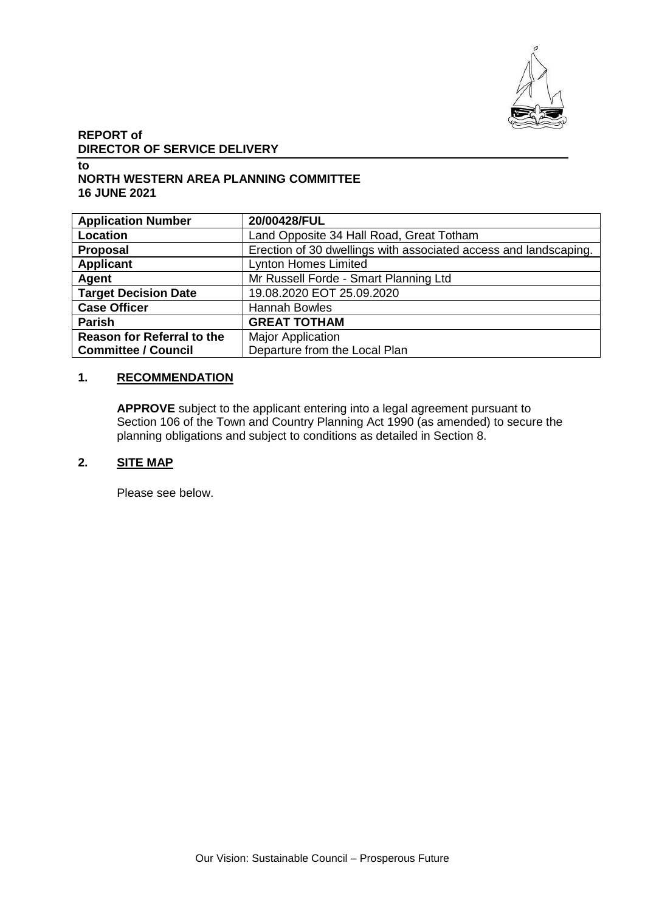**REPORT of**
**DIRECTOR OF SERVICE DELIVERY**

**to**
**NORTH WESTERN AREA PLANNING COMMITTEE**
**16 JUNE 2021**

| **Application Number** | **20/00428/FUL** |
|---|---|
| **Location** | Land Opposite 34 Hall Road, Great Totham |
| **Proposal** | Erection of 30 dwellings with associated access and landscaping. |
| **Applicant** | Lynton Homes Limited |
| **Agent** | Mr Russell Forde - Smart Planning Ltd |
| **Target Decision Date** | 19.08.2020 EOT 25.09.2020 |
| **Case Officer** | Hannah Bowles |
| **Parish** | **GREAT TOTHAM** |
| **Reason for Referral to the Committee / Council** | Major Application<br>Departure from the Local Plan |

## 1. RECOMMENDATION

**APPROVE** subject to the applicant entering into a legal agreement pursuant to Section 106 of the Town and Country Planning Act 1990 (as amended) to secure the planning obligations and subject to conditions as detailed in Section 8.

## 2. SITE MAP

Please see below.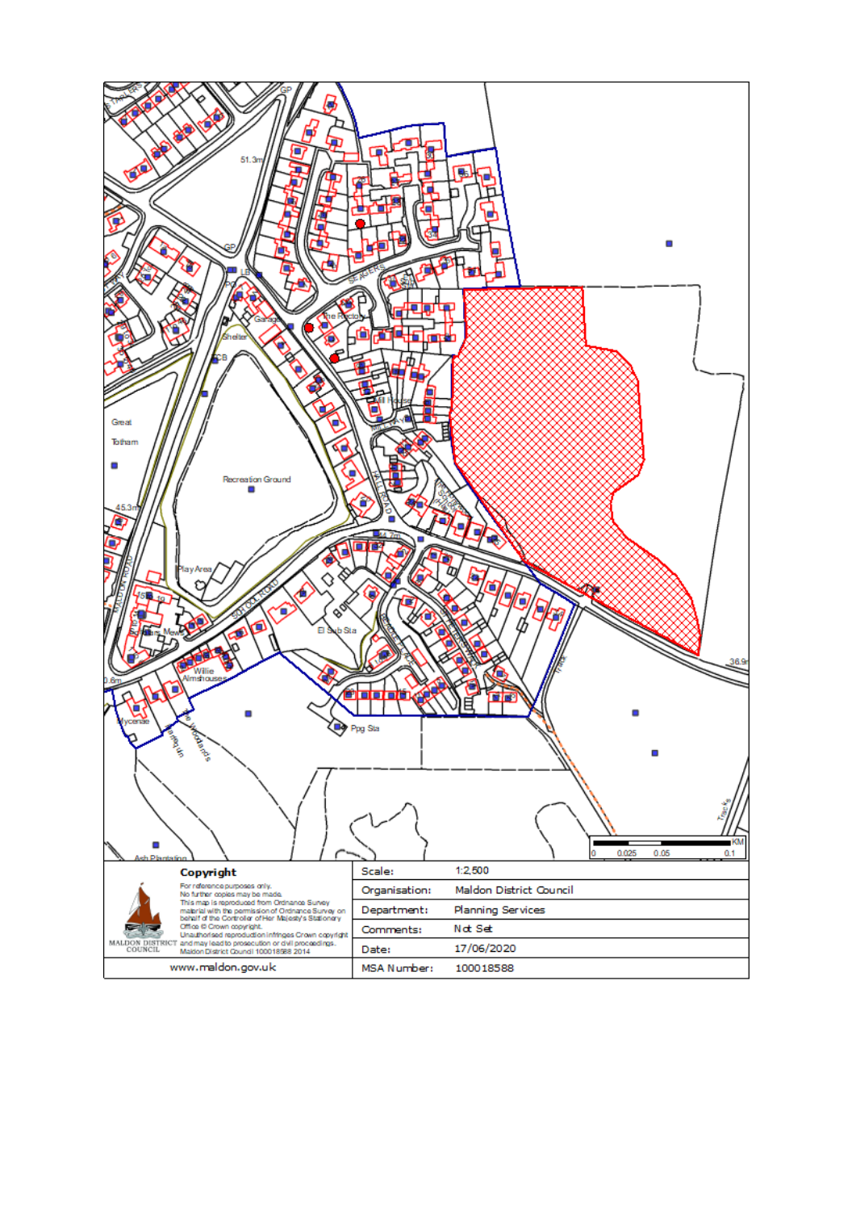| | | |
|---|---|---|
| **Copyright**<br>For reference purposes only.<br>No further copies may be made.<br>This map is reproduced from Ordnance Survey material with the permission of Ordnance Survey on behalf of the Controller of Her Majesty's Stationery Office © Crown copyright.<br>Unauthorised reproduction infringes Crown copyright and may lead to prosecution or civil proceedings.<br>Maldon District Council 100018588 2014<br>MALDON DISTRICT COUNCIL | Scale: | 1:2,500 |
| | Organisation: | Maldon District Council |
| | Department: | Planning Services |
| | Comments: | Not Set |
| | Date: | 17/06/2020 |
| www.maldon.gov.uk | MSA Number: | 100018588 |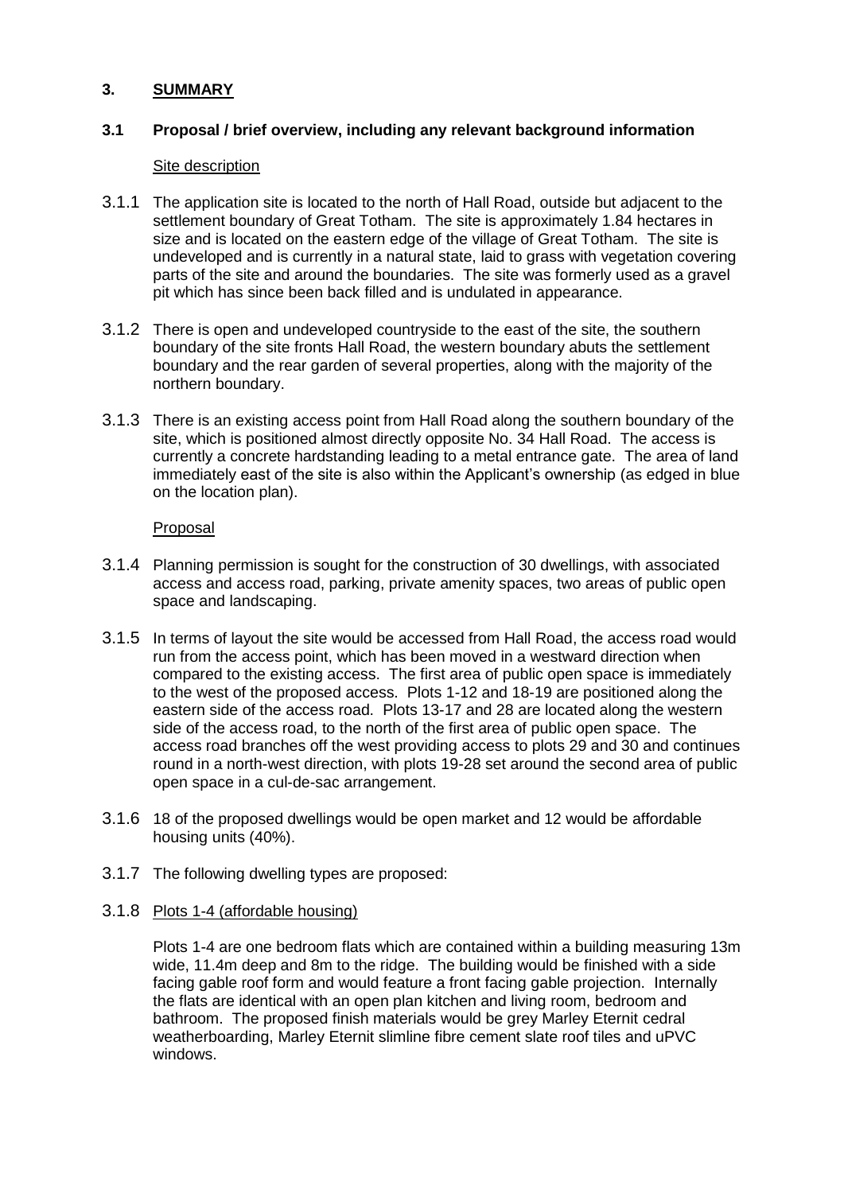## 3. SUMMARY

### 3.1 Proposal / brief overview, including any relevant background information

Site description

3.1.1 The application site is located to the north of Hall Road, outside but adjacent to the settlement boundary of Great Totham. The site is approximately 1.84 hectares in size and is located on the eastern edge of the village of Great Totham. The site is undeveloped and is currently in a natural state, laid to grass with vegetation covering parts of the site and around the boundaries. The site was formerly used as a gravel pit which has since been back filled and is undulated in appearance.

3.1.2 There is open and undeveloped countryside to the east of the site, the southern boundary of the site fronts Hall Road, the western boundary abuts the settlement boundary and the rear garden of several properties, along with the majority of the northern boundary.

3.1.3 There is an existing access point from Hall Road along the southern boundary of the site, which is positioned almost directly opposite No. 34 Hall Road. The access is currently a concrete hardstanding leading to a metal entrance gate. The area of land immediately east of the site is also within the Applicant's ownership (as edged in blue on the location plan).

Proposal

3.1.4 Planning permission is sought for the construction of 30 dwellings, with associated access and access road, parking, private amenity spaces, two areas of public open space and landscaping.

3.1.5 In terms of layout the site would be accessed from Hall Road, the access road would run from the access point, which has been moved in a westward direction when compared to the existing access. The first area of public open space is immediately to the west of the proposed access. Plots 1-12 and 18-19 are positioned along the eastern side of the access road. Plots 13-17 and 28 are located along the western side of the access road, to the north of the first area of public open space. The access road branches off the west providing access to plots 29 and 30 and continues round in a north-west direction, with plots 19-28 set around the second area of public open space in a cul-de-sac arrangement.

3.1.6 18 of the proposed dwellings would be open market and 12 would be affordable housing units (40%).

3.1.7 The following dwelling types are proposed:

3.1.8 Plots 1-4 (affordable housing)

Plots 1-4 are one bedroom flats which are contained within a building measuring 13m wide, 11.4m deep and 8m to the ridge. The building would be finished with a side facing gable roof form and would feature a front facing gable projection. Internally the flats are identical with an open plan kitchen and living room, bedroom and bathroom. The proposed finish materials would be grey Marley Eternit cedral weatherboarding, Marley Eternit slimline fibre cement slate roof tiles and uPVC windows.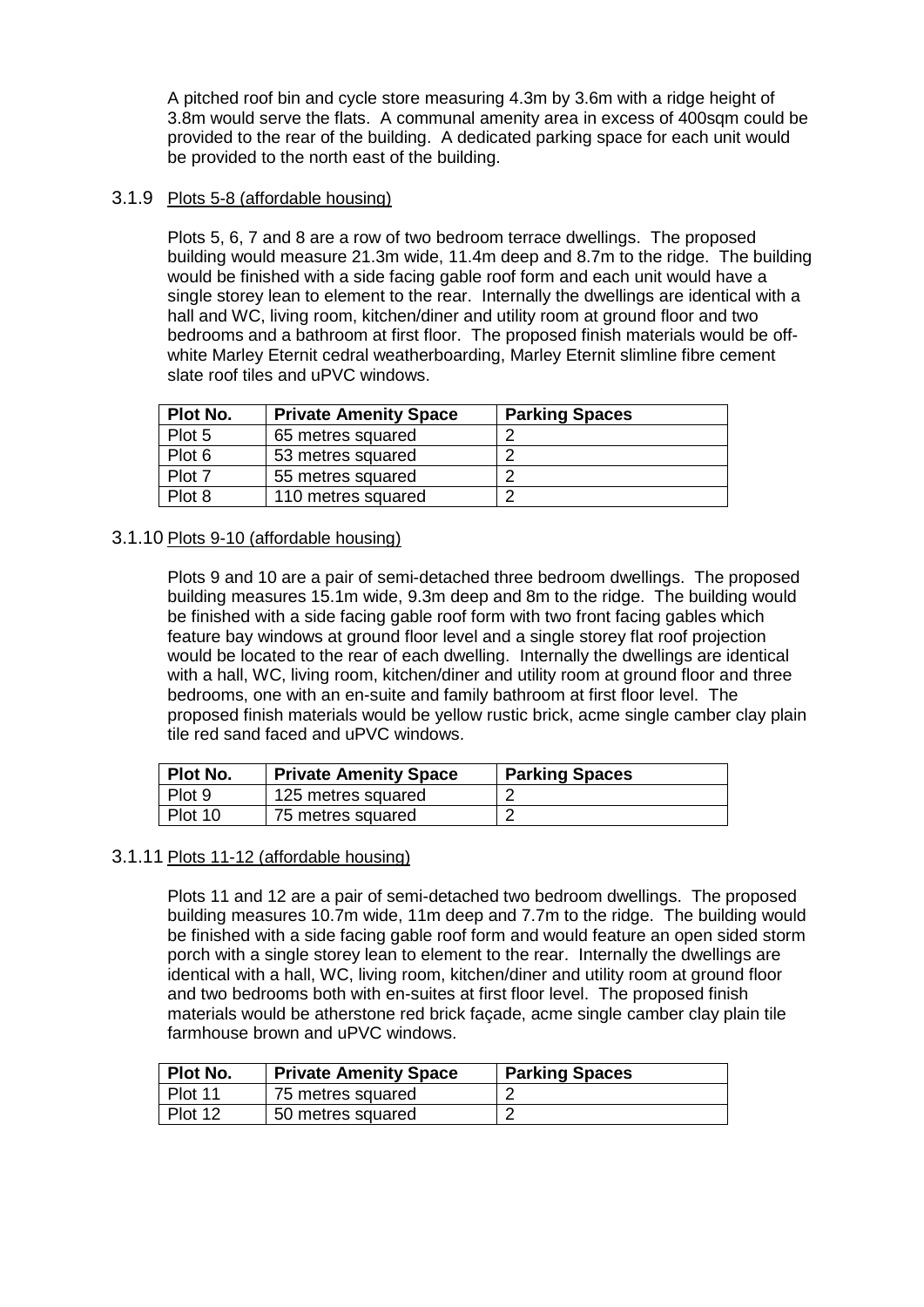A pitched roof bin and cycle store measuring 4.3m by 3.6m with a ridge height of 3.8m would serve the flats. A communal amenity area in excess of 400sqm could be provided to the rear of the building. A dedicated parking space for each unit would be provided to the north east of the building.

3.1.9 Plots 5-8 (affordable housing)

Plots 5, 6, 7 and 8 are a row of two bedroom terrace dwellings. The proposed building would measure 21.3m wide, 11.4m deep and 8.7m to the ridge. The building would be finished with a side facing gable roof form and each unit would have a single storey lean to element to the rear. Internally the dwellings are identical with a hall and WC, living room, kitchen/diner and utility room at ground floor and two bedrooms and a bathroom at first floor. The proposed finish materials would be off-white Marley Eternit cedral weatherboarding, Marley Eternit slimline fibre cement slate roof tiles and uPVC windows.

| Plot No. | Private Amenity Space | Parking Spaces |
|---|---|---|
| Plot 5 | 65 metres squared | 2 |
| Plot 6 | 53 metres squared | 2 |
| Plot 7 | 55 metres squared | 2 |
| Plot 8 | 110 metres squared | 2 |

3.1.10 Plots 9-10 (affordable housing)

Plots 9 and 10 are a pair of semi-detached three bedroom dwellings. The proposed building measures 15.1m wide, 9.3m deep and 8m to the ridge. The building would be finished with a side facing gable roof form with two front facing gables which feature bay windows at ground floor level and a single storey flat roof projection would be located to the rear of each dwelling. Internally the dwellings are identical with a hall, WC, living room, kitchen/diner and utility room at ground floor and three bedrooms, one with an en-suite and family bathroom at first floor level. The proposed finish materials would be yellow rustic brick, acme single camber clay plain tile red sand faced and uPVC windows.

| Plot No. | Private Amenity Space | Parking Spaces |
|---|---|---|
| Plot 9 | 125 metres squared | 2 |
| Plot 10 | 75 metres squared | 2 |

3.1.11 Plots 11-12 (affordable housing)

Plots 11 and 12 are a pair of semi-detached two bedroom dwellings. The proposed building measures 10.7m wide, 11m deep and 7.7m to the ridge. The building would be finished with a side facing gable roof form and would feature an open sided storm porch with a single storey lean to element to the rear. Internally the dwellings are identical with a hall, WC, living room, kitchen/diner and utility room at ground floor and two bedrooms both with en-suites at first floor level. The proposed finish materials would be atherstone red brick façade, acme single camber clay plain tile farmhouse brown and uPVC windows.

| Plot No. | Private Amenity Space | Parking Spaces |
|---|---|---|
| Plot 11 | 75 metres squared | 2 |
| Plot 12 | 50 metres squared | 2 |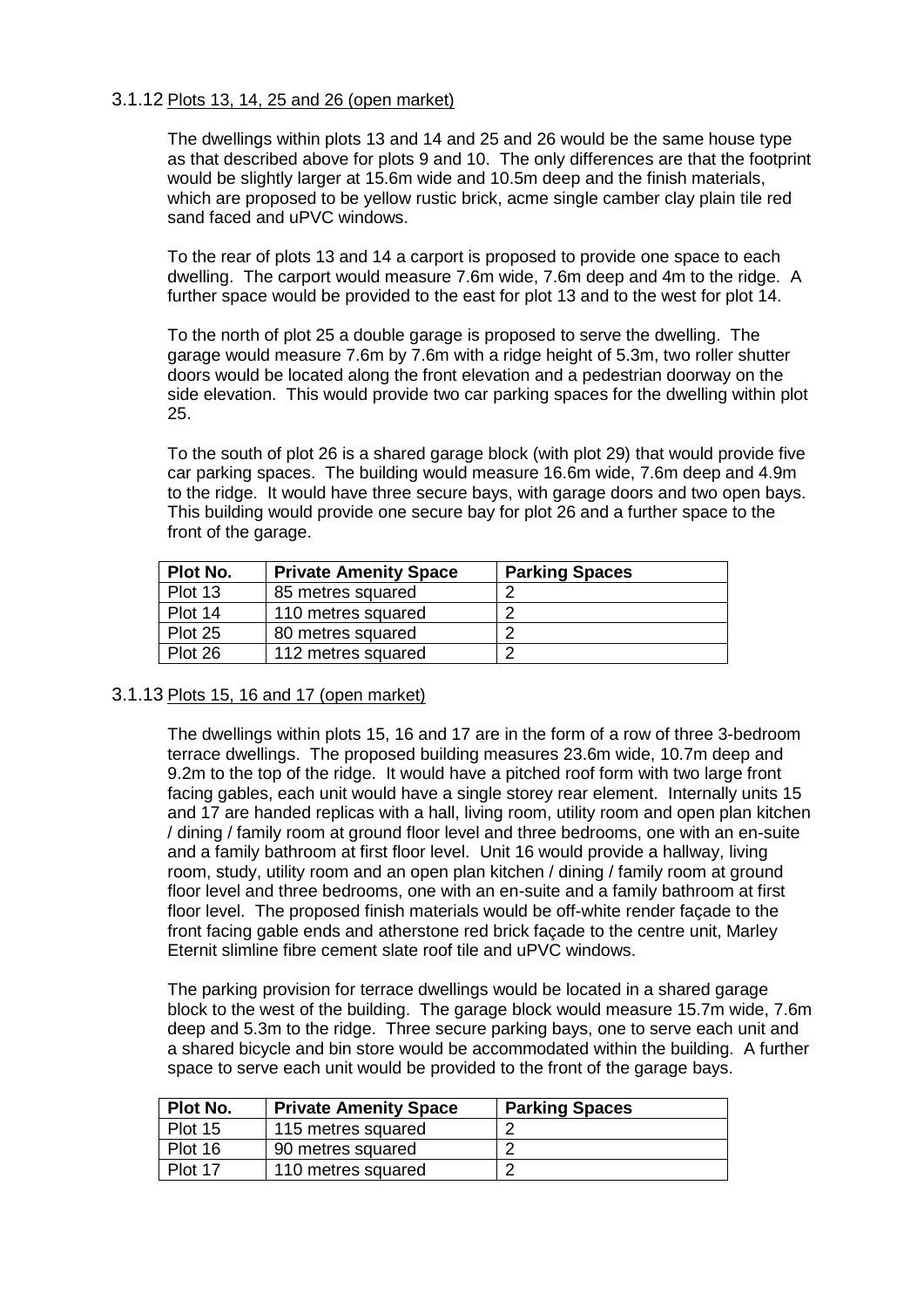### 3.1.12 Plots 13, 14, 25 and 26 (open market)

The dwellings within plots 13 and 14 and 25 and 26 would be the same house type as that described above for plots 9 and 10. The only differences are that the footprint would be slightly larger at 15.6m wide and 10.5m deep and the finish materials, which are proposed to be yellow rustic brick, acme single camber clay plain tile red sand faced and uPVC windows.

To the rear of plots 13 and 14 a carport is proposed to provide one space to each dwelling. The carport would measure 7.6m wide, 7.6m deep and 4m to the ridge. A further space would be provided to the east for plot 13 and to the west for plot 14.

To the north of plot 25 a double garage is proposed to serve the dwelling. The garage would measure 7.6m by 7.6m with a ridge height of 5.3m, two roller shutter doors would be located along the front elevation and a pedestrian doorway on the side elevation. This would provide two car parking spaces for the dwelling within plot 25.

To the south of plot 26 is a shared garage block (with plot 29) that would provide five car parking spaces. The building would measure 16.6m wide, 7.6m deep and 4.9m to the ridge. It would have three secure bays, with garage doors and two open bays. This building would provide one secure bay for plot 26 and a further space to the front of the garage.

| Plot No. | Private Amenity Space | Parking Spaces |
|---|---|---|
| Plot 13 | 85 metres squared | 2 |
| Plot 14 | 110 metres squared | 2 |
| Plot 25 | 80 metres squared | 2 |
| Plot 26 | 112 metres squared | 2 |

### 3.1.13 Plots 15, 16 and 17 (open market)

The dwellings within plots 15, 16 and 17 are in the form of a row of three 3-bedroom terrace dwellings. The proposed building measures 23.6m wide, 10.7m deep and 9.2m to the top of the ridge. It would have a pitched roof form with two large front facing gables, each unit would have a single storey rear element. Internally units 15 and 17 are handed replicas with a hall, living room, utility room and open plan kitchen / dining / family room at ground floor level and three bedrooms, one with an en-suite and a family bathroom at first floor level. Unit 16 would provide a hallway, living room, study, utility room and an open plan kitchen / dining / family room at ground floor level and three bedrooms, one with an en-suite and a family bathroom at first floor level. The proposed finish materials would be off-white render façade to the front facing gable ends and atherstone red brick façade to the centre unit, Marley Eternit slimline fibre cement slate roof tile and uPVC windows.

The parking provision for terrace dwellings would be located in a shared garage block to the west of the building. The garage block would measure 15.7m wide, 7.6m deep and 5.3m to the ridge. Three secure parking bays, one to serve each unit and a shared bicycle and bin store would be accommodated within the building. A further space to serve each unit would be provided to the front of the garage bays.

| Plot No. | Private Amenity Space | Parking Spaces |
|---|---|---|
| Plot 15 | 115 metres squared | 2 |
| Plot 16 | 90 metres squared | 2 |
| Plot 17 | 110 metres squared | 2 |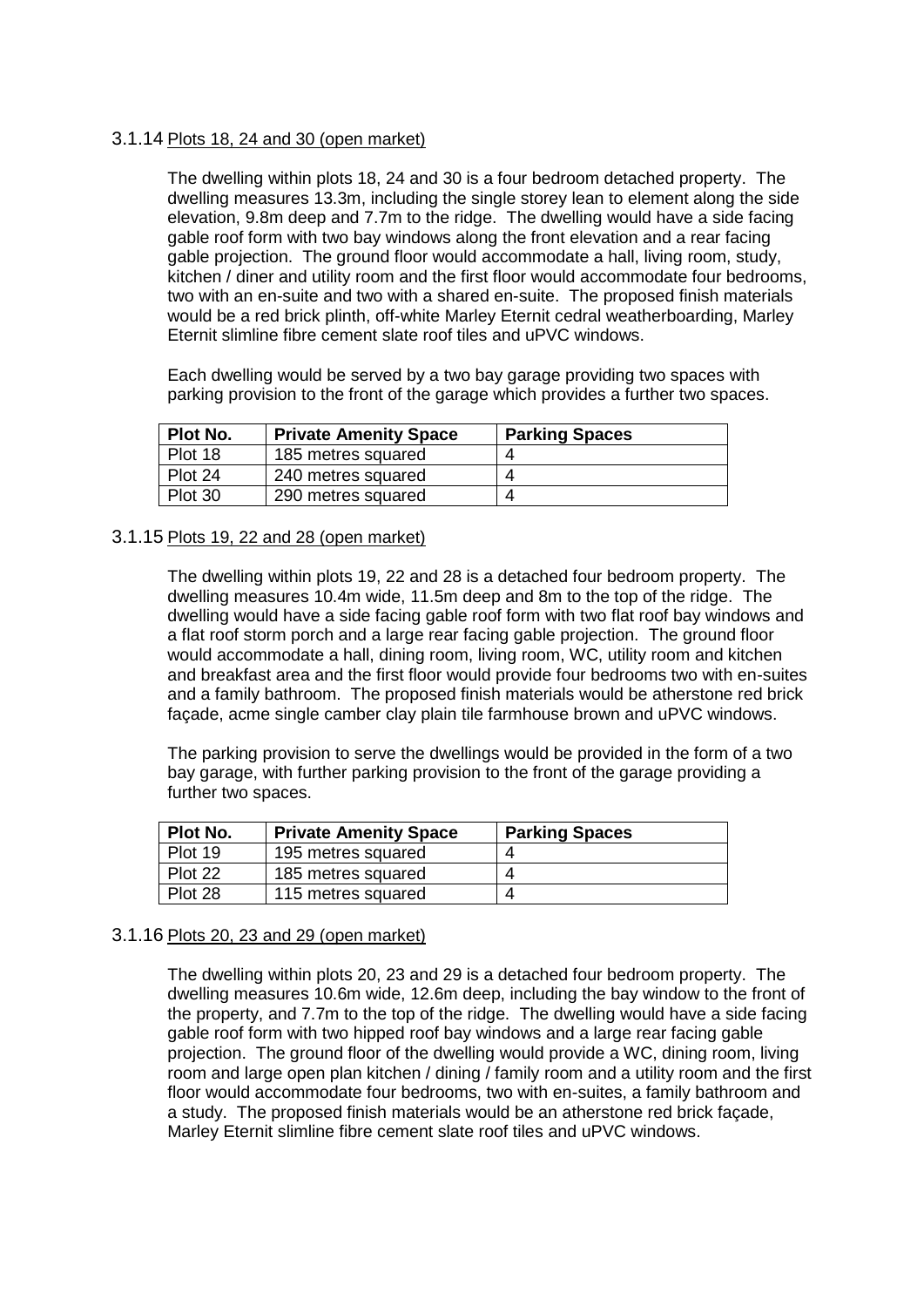3.1.14 Plots 18, 24 and 30 (open market)

The dwelling within plots 18, 24 and 30 is a four bedroom detached property. The dwelling measures 13.3m, including the single storey lean to element along the side elevation, 9.8m deep and 7.7m to the ridge. The dwelling would have a side facing gable roof form with two bay windows along the front elevation and a rear facing gable projection. The ground floor would accommodate a hall, living room, study, kitchen / diner and utility room and the first floor would accommodate four bedrooms, two with an en-suite and two with a shared en-suite. The proposed finish materials would be a red brick plinth, off-white Marley Eternit cedral weatherboarding, Marley Eternit slimline fibre cement slate roof tiles and uPVC windows.

Each dwelling would be served by a two bay garage providing two spaces with parking provision to the front of the garage which provides a further two spaces.

| Plot No. | Private Amenity Space | Parking Spaces |
| --- | --- | --- |
| Plot 18 | 185 metres squared | 4 |
| Plot 24 | 240 metres squared | 4 |
| Plot 30 | 290 metres squared | 4 |

3.1.15 Plots 19, 22 and 28 (open market)

The dwelling within plots 19, 22 and 28 is a detached four bedroom property. The dwelling measures 10.4m wide, 11.5m deep and 8m to the top of the ridge. The dwelling would have a side facing gable roof form with two flat roof bay windows and a flat roof storm porch and a large rear facing gable projection. The ground floor would accommodate a hall, dining room, living room, WC, utility room and kitchen and breakfast area and the first floor would provide four bedrooms two with en-suites and a family bathroom. The proposed finish materials would be atherstone red brick façade, acme single camber clay plain tile farmhouse brown and uPVC windows.

The parking provision to serve the dwellings would be provided in the form of a two bay garage, with further parking provision to the front of the garage providing a further two spaces.

| Plot No. | Private Amenity Space | Parking Spaces |
| --- | --- | --- |
| Plot 19 | 195 metres squared | 4 |
| Plot 22 | 185 metres squared | 4 |
| Plot 28 | 115 metres squared | 4 |

3.1.16 Plots 20, 23 and 29 (open market)

The dwelling within plots 20, 23 and 29 is a detached four bedroom property. The dwelling measures 10.6m wide, 12.6m deep, including the bay window to the front of the property, and 7.7m to the top of the ridge. The dwelling would have a side facing gable roof form with two hipped roof bay windows and a large rear facing gable projection. The ground floor of the dwelling would provide a WC, dining room, living room and large open plan kitchen / dining / family room and a utility room and the first floor would accommodate four bedrooms, two with en-suites, a family bathroom and a study. The proposed finish materials would be an atherstone red brick façade, Marley Eternit slimline fibre cement slate roof tiles and uPVC windows.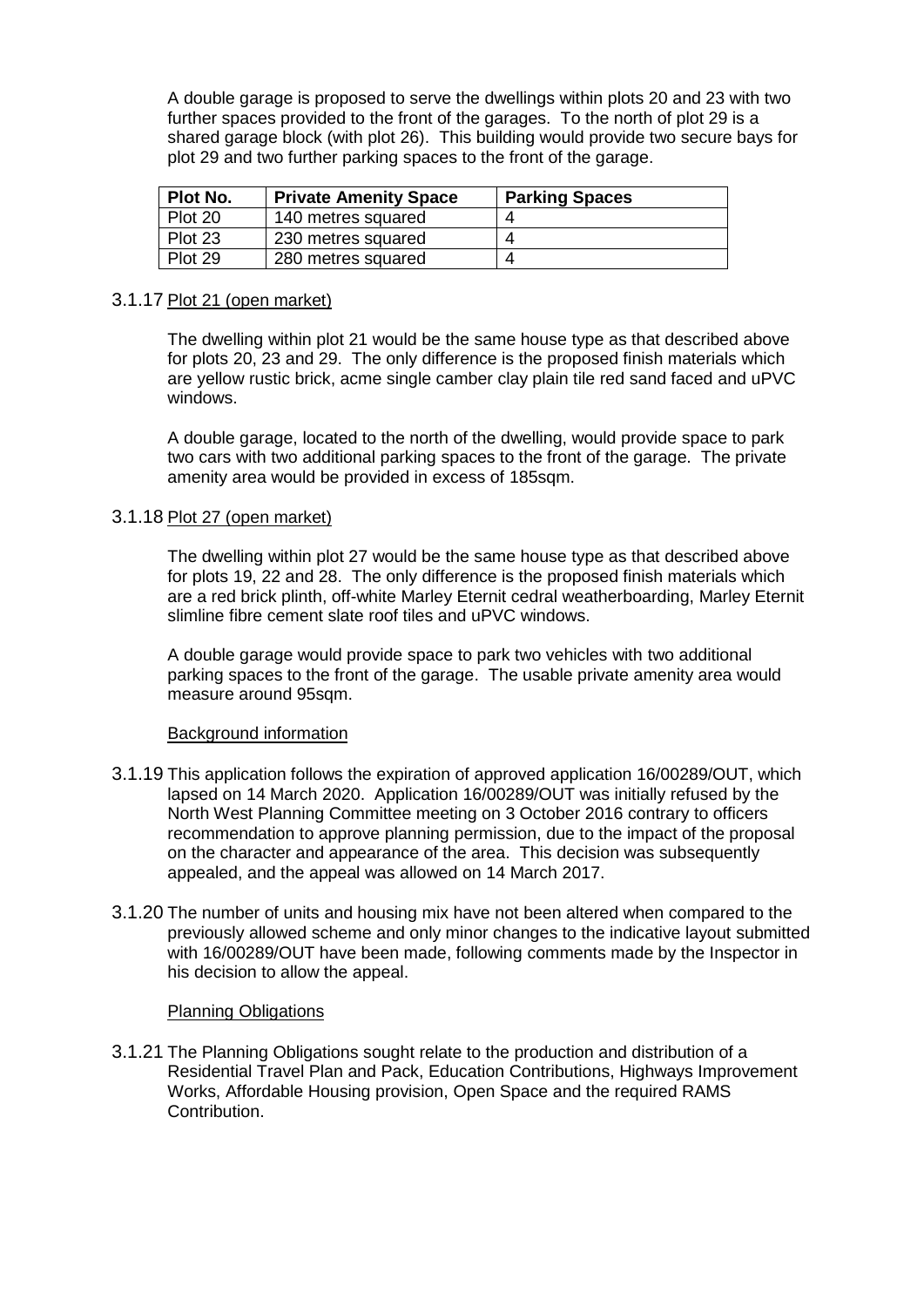A double garage is proposed to serve the dwellings within plots 20 and 23 with two further spaces provided to the front of the garages. To the north of plot 29 is a shared garage block (with plot 26). This building would provide two secure bays for plot 29 and two further parking spaces to the front of the garage.

| Plot No. | Private Amenity Space | Parking Spaces |
|---|---|---|
| Plot 20 | 140 metres squared | 4 |
| Plot 23 | 230 metres squared | 4 |
| Plot 29 | 280 metres squared | 4 |

3.1.17 Plot 21 (open market)

The dwelling within plot 21 would be the same house type as that described above for plots 20, 23 and 29. The only difference is the proposed finish materials which are yellow rustic brick, acme single camber clay plain tile red sand faced and uPVC windows.

A double garage, located to the north of the dwelling, would provide space to park two cars with two additional parking spaces to the front of the garage. The private amenity area would be provided in excess of 185sqm.

3.1.18 Plot 27 (open market)

The dwelling within plot 27 would be the same house type as that described above for plots 19, 22 and 28. The only difference is the proposed finish materials which are a red brick plinth, off-white Marley Eternit cedral weatherboarding, Marley Eternit slimline fibre cement slate roof tiles and uPVC windows.

A double garage would provide space to park two vehicles with two additional parking spaces to the front of the garage. The usable private amenity area would measure around 95sqm.

Background information

3.1.19 This application follows the expiration of approved application 16/00289/OUT, which lapsed on 14 March 2020. Application 16/00289/OUT was initially refused by the North West Planning Committee meeting on 3 October 2016 contrary to officers recommendation to approve planning permission, due to the impact of the proposal on the character and appearance of the area. This decision was subsequently appealed, and the appeal was allowed on 14 March 2017.

3.1.20 The number of units and housing mix have not been altered when compared to the previously allowed scheme and only minor changes to the indicative layout submitted with 16/00289/OUT have been made, following comments made by the Inspector in his decision to allow the appeal.

Planning Obligations

3.1.21 The Planning Obligations sought relate to the production and distribution of a Residential Travel Plan and Pack, Education Contributions, Highways Improvement Works, Affordable Housing provision, Open Space and the required RAMS Contribution.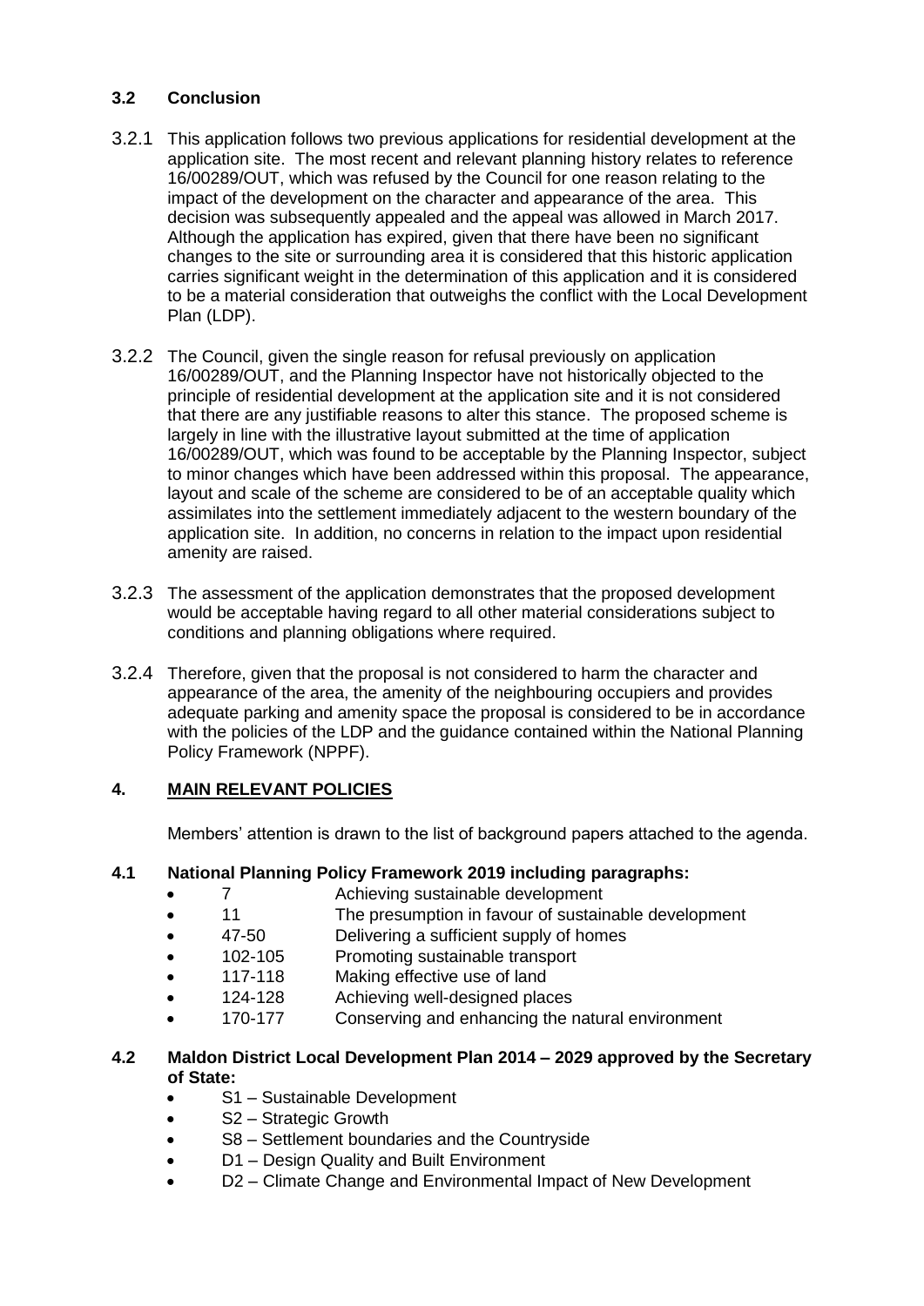### 3.2 Conclusion

3.2.1 This application follows two previous applications for residential development at the application site. The most recent and relevant planning history relates to reference 16/00289/OUT, which was refused by the Council for one reason relating to the impact of the development on the character and appearance of the area. This decision was subsequently appealed and the appeal was allowed in March 2017. Although the application has expired, given that there have been no significant changes to the site or surrounding area it is considered that this historic application carries significant weight in the determination of this application and it is considered to be a material consideration that outweighs the conflict with the Local Development Plan (LDP).

3.2.2 The Council, given the single reason for refusal previously on application 16/00289/OUT, and the Planning Inspector have not historically objected to the principle of residential development at the application site and it is not considered that there are any justifiable reasons to alter this stance. The proposed scheme is largely in line with the illustrative layout submitted at the time of application 16/00289/OUT, which was found to be acceptable by the Planning Inspector, subject to minor changes which have been addressed within this proposal. The appearance, layout and scale of the scheme are considered to be of an acceptable quality which assimilates into the settlement immediately adjacent to the western boundary of the application site. In addition, no concerns in relation to the impact upon residential amenity are raised.

3.2.3 The assessment of the application demonstrates that the proposed development would be acceptable having regard to all other material considerations subject to conditions and planning obligations where required.

3.2.4 Therefore, given that the proposal is not considered to harm the character and appearance of the area, the amenity of the neighbouring occupiers and provides adequate parking and amenity space the proposal is considered to be in accordance with the policies of the LDP and the guidance contained within the National Planning Policy Framework (NPPF).

## 4. MAIN RELEVANT POLICIES

Members' attention is drawn to the list of background papers attached to the agenda.

### 4.1 National Planning Policy Framework 2019 including paragraphs:

- 7 Achieving sustainable development
- 11 The presumption in favour of sustainable development
- 47-50 Delivering a sufficient supply of homes
- 102-105 Promoting sustainable transport
- 117-118 Making effective use of land
- 124-128 Achieving well-designed places
- 170-177 Conserving and enhancing the natural environment

### 4.2 Maldon District Local Development Plan 2014 – 2029 approved by the Secretary of State:

- S1 – Sustainable Development
- S2 – Strategic Growth
- S8 – Settlement boundaries and the Countryside
- D1 – Design Quality and Built Environment
- D2 – Climate Change and Environmental Impact of New Development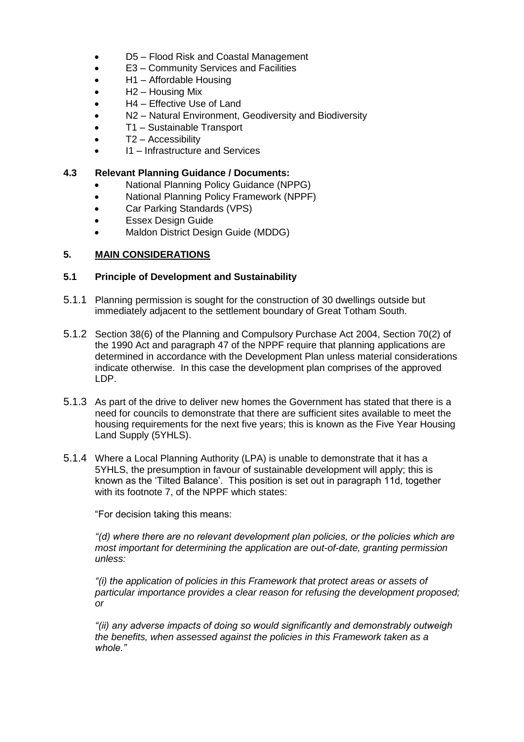- D5 – Flood Risk and Coastal Management
- E3 – Community Services and Facilities
- H1 – Affordable Housing
- H2 – Housing Mix
- H4 – Effective Use of Land
- N2 – Natural Environment, Geodiversity and Biodiversity
- T1 – Sustainable Transport
- T2 – Accessibility
- I1 – Infrastructure and Services

**4.3 Relevant Planning Guidance / Documents:**

- National Planning Policy Guidance (NPPG)
- National Planning Policy Framework (NPPF)
- Car Parking Standards (VPS)
- Essex Design Guide
- Maldon District Design Guide (MDDG)

## 5. MAIN CONSIDERATIONS

### 5.1 Principle of Development and Sustainability

5.1.1 Planning permission is sought for the construction of 30 dwellings outside but immediately adjacent to the settlement boundary of Great Totham South.

5.1.2 Section 38(6) of the Planning and Compulsory Purchase Act 2004, Section 70(2) of the 1990 Act and paragraph 47 of the NPPF require that planning applications are determined in accordance with the Development Plan unless material considerations indicate otherwise. In this case the development plan comprises of the approved LDP.

5.1.3 As part of the drive to deliver new homes the Government has stated that there is a need for councils to demonstrate that there are sufficient sites available to meet the housing requirements for the next five years; this is known as the Five Year Housing Land Supply (5YHLS).

5.1.4 Where a Local Planning Authority (LPA) is unable to demonstrate that it has a 5YHLS, the presumption in favour of sustainable development will apply; this is known as the 'Tilted Balance'. This position is set out in paragraph 11d, together with its footnote 7, of the NPPF which states:

"For decision taking this means:

*"(d) where there are no relevant development plan policies, or the policies which are most important for determining the application are out-of-date, granting permission unless:*

*"(i) the application of policies in this Framework that protect areas or assets of particular importance provides a clear reason for refusing the development proposed; or*

*"(ii) any adverse impacts of doing so would significantly and demonstrably outweigh the benefits, when assessed against the policies in this Framework taken as a whole."*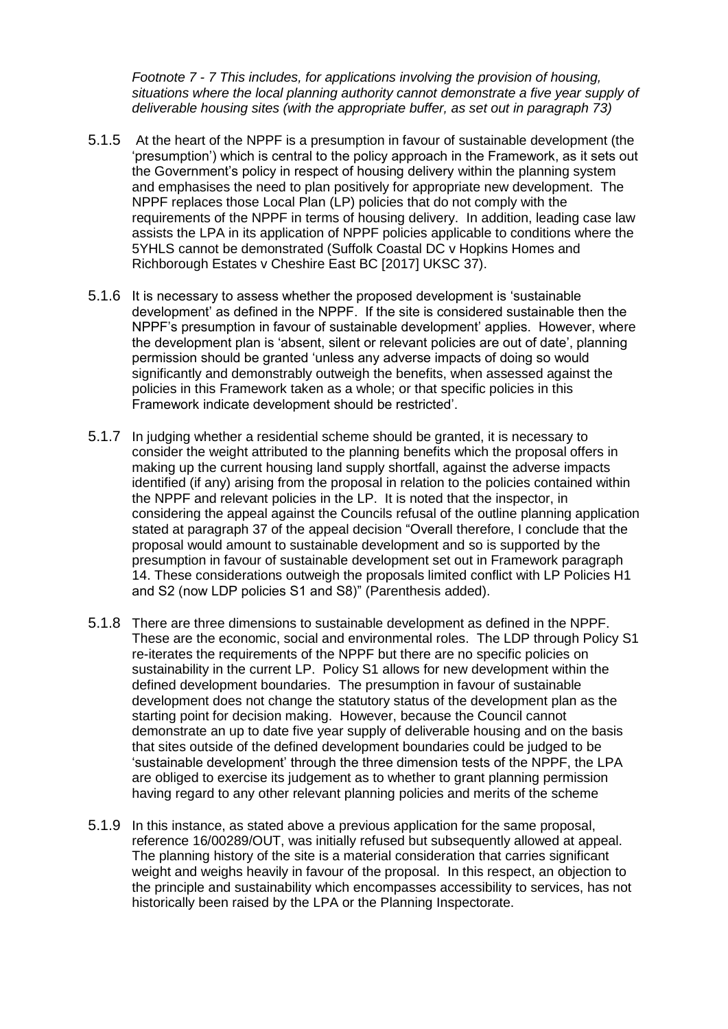*Footnote 7 - 7 This includes, for applications involving the provision of housing, situations where the local planning authority cannot demonstrate a five year supply of deliverable housing sites (with the appropriate buffer, as set out in paragraph 73)*

5.1.5 At the heart of the NPPF is a presumption in favour of sustainable development (the 'presumption') which is central to the policy approach in the Framework, as it sets out the Government's policy in respect of housing delivery within the planning system and emphasises the need to plan positively for appropriate new development. The NPPF replaces those Local Plan (LP) policies that do not comply with the requirements of the NPPF in terms of housing delivery. In addition, leading case law assists the LPA in its application of NPPF policies applicable to conditions where the 5YHLS cannot be demonstrated (Suffolk Coastal DC v Hopkins Homes and Richborough Estates v Cheshire East BC [2017] UKSC 37).

5.1.6 It is necessary to assess whether the proposed development is 'sustainable development' as defined in the NPPF. If the site is considered sustainable then the NPPF's presumption in favour of sustainable development' applies. However, where the development plan is 'absent, silent or relevant policies are out of date', planning permission should be granted 'unless any adverse impacts of doing so would significantly and demonstrably outweigh the benefits, when assessed against the policies in this Framework taken as a whole; or that specific policies in this Framework indicate development should be restricted'.

5.1.7 In judging whether a residential scheme should be granted, it is necessary to consider the weight attributed to the planning benefits which the proposal offers in making up the current housing land supply shortfall, against the adverse impacts identified (if any) arising from the proposal in relation to the policies contained within the NPPF and relevant policies in the LP. It is noted that the inspector, in considering the appeal against the Councils refusal of the outline planning application stated at paragraph 37 of the appeal decision "Overall therefore, I conclude that the proposal would amount to sustainable development and so is supported by the presumption in favour of sustainable development set out in Framework paragraph 14. These considerations outweigh the proposals limited conflict with LP Policies H1 and S2 (now LDP policies S1 and S8)" (Parenthesis added).

5.1.8 There are three dimensions to sustainable development as defined in the NPPF. These are the economic, social and environmental roles. The LDP through Policy S1 re-iterates the requirements of the NPPF but there are no specific policies on sustainability in the current LP. Policy S1 allows for new development within the defined development boundaries. The presumption in favour of sustainable development does not change the statutory status of the development plan as the starting point for decision making. However, because the Council cannot demonstrate an up to date five year supply of deliverable housing and on the basis that sites outside of the defined development boundaries could be judged to be 'sustainable development' through the three dimension tests of the NPPF, the LPA are obliged to exercise its judgement as to whether to grant planning permission having regard to any other relevant planning policies and merits of the scheme

5.1.9 In this instance, as stated above a previous application for the same proposal, reference 16/00289/OUT, was initially refused but subsequently allowed at appeal. The planning history of the site is a material consideration that carries significant weight and weighs heavily in favour of the proposal. In this respect, an objection to the principle and sustainability which encompasses accessibility to services, has not historically been raised by the LPA or the Planning Inspectorate.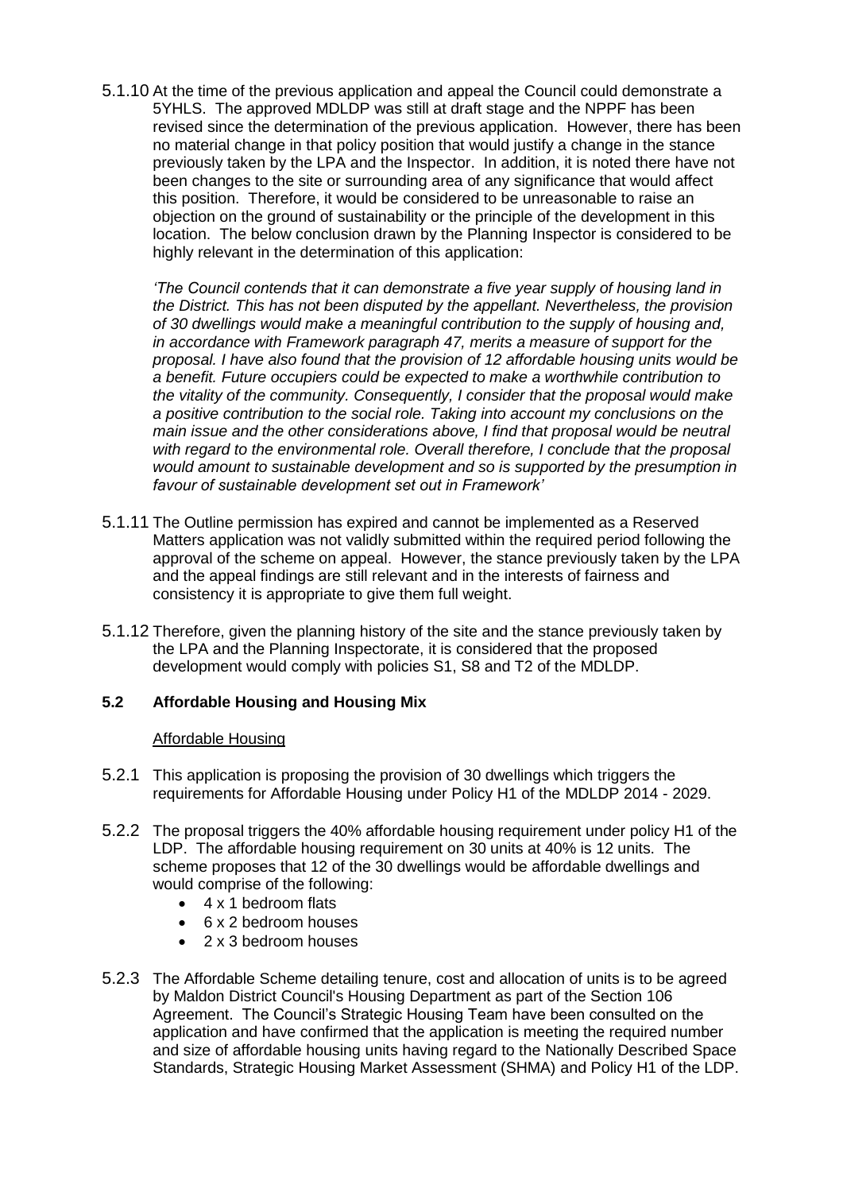5.1.10 At the time of the previous application and appeal the Council could demonstrate a 5YHLS. The approved MDLDP was still at draft stage and the NPPF has been revised since the determination of the previous application. However, there has been no material change in that policy position that would justify a change in the stance previously taken by the LPA and the Inspector. In addition, it is noted there have not been changes to the site or surrounding area of any significance that would affect this position. Therefore, it would be considered to be unreasonable to raise an objection on the ground of sustainability or the principle of the development in this location. The below conclusion drawn by the Planning Inspector is considered to be highly relevant in the determination of this application:

*'The Council contends that it can demonstrate a five year supply of housing land in the District. This has not been disputed by the appellant. Nevertheless, the provision of 30 dwellings would make a meaningful contribution to the supply of housing and, in accordance with Framework paragraph 47, merits a measure of support for the proposal. I have also found that the provision of 12 affordable housing units would be a benefit. Future occupiers could be expected to make a worthwhile contribution to the vitality of the community. Consequently, I consider that the proposal would make a positive contribution to the social role. Taking into account my conclusions on the main issue and the other considerations above, I find that proposal would be neutral with regard to the environmental role. Overall therefore, I conclude that the proposal would amount to sustainable development and so is supported by the presumption in favour of sustainable development set out in Framework'*

5.1.11 The Outline permission has expired and cannot be implemented as a Reserved Matters application was not validly submitted within the required period following the approval of the scheme on appeal. However, the stance previously taken by the LPA and the appeal findings are still relevant and in the interests of fairness and consistency it is appropriate to give them full weight.

5.1.12 Therefore, given the planning history of the site and the stance previously taken by the LPA and the Planning Inspectorate, it is considered that the proposed development would comply with policies S1, S8 and T2 of the MDLDP.

### 5.2 Affordable Housing and Housing Mix

Affordable Housing

5.2.1 This application is proposing the provision of 30 dwellings which triggers the requirements for Affordable Housing under Policy H1 of the MDLDP 2014 - 2029.

5.2.2 The proposal triggers the 40% affordable housing requirement under policy H1 of the LDP. The affordable housing requirement on 30 units at 40% is 12 units. The scheme proposes that 12 of the 30 dwellings would be affordable dwellings and would comprise of the following:

- 4 x 1 bedroom flats
- 6 x 2 bedroom houses
- 2 x 3 bedroom houses

5.2.3 The Affordable Scheme detailing tenure, cost and allocation of units is to be agreed by Maldon District Council's Housing Department as part of the Section 106 Agreement. The Council's Strategic Housing Team have been consulted on the application and have confirmed that the application is meeting the required number and size of affordable housing units having regard to the Nationally Described Space Standards, Strategic Housing Market Assessment (SHMA) and Policy H1 of the LDP.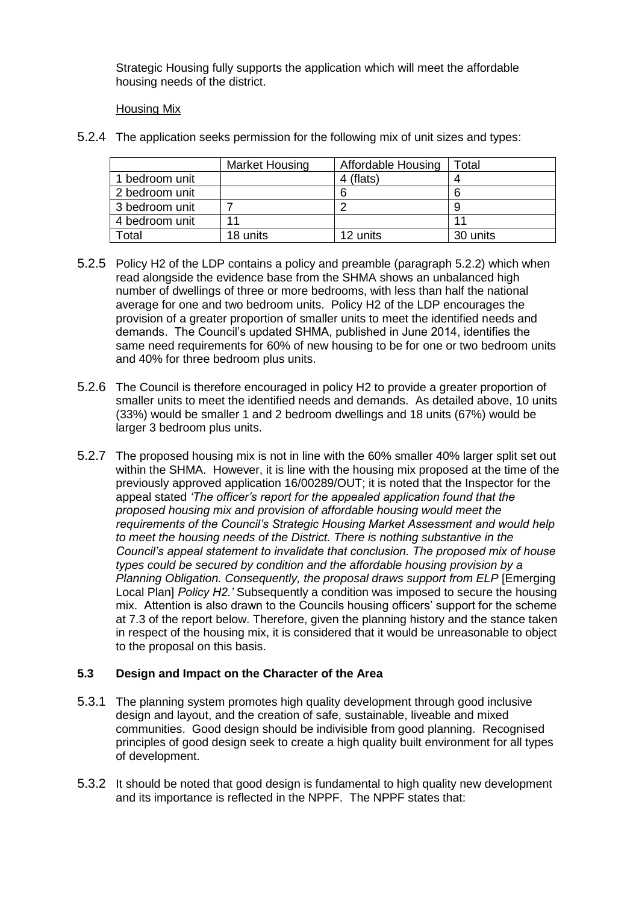Strategic Housing fully supports the application which will meet the affordable housing needs of the district.

Housing Mix

5.2.4 The application seeks permission for the following mix of unit sizes and types:

| | Market Housing | Affordable Housing | Total |
|---|---|---|---|
| 1 bedroom unit | | 4 (flats) | 4 |
| 2 bedroom unit | | 6 | 6 |
| 3 bedroom unit | 7 | 2 | 9 |
| 4 bedroom unit | 11 | | 11 |
| Total | 18 units | 12 units | 30 units |

5.2.5 Policy H2 of the LDP contains a policy and preamble (paragraph 5.2.2) which when read alongside the evidence base from the SHMA shows an unbalanced high number of dwellings of three or more bedrooms, with less than half the national average for one and two bedroom units. Policy H2 of the LDP encourages the provision of a greater proportion of smaller units to meet the identified needs and demands. The Council's updated SHMA, published in June 2014, identifies the same need requirements for 60% of new housing to be for one or two bedroom units and 40% for three bedroom plus units.

5.2.6 The Council is therefore encouraged in policy H2 to provide a greater proportion of smaller units to meet the identified needs and demands. As detailed above, 10 units (33%) would be smaller 1 and 2 bedroom dwellings and 18 units (67%) would be larger 3 bedroom plus units.

5.2.7 The proposed housing mix is not in line with the 60% smaller 40% larger split set out within the SHMA. However, it is line with the housing mix proposed at the time of the previously approved application 16/00289/OUT; it is noted that the Inspector for the appeal stated *'The officer's report for the appealed application found that the proposed housing mix and provision of affordable housing would meet the requirements of the Council's Strategic Housing Market Assessment and would help to meet the housing needs of the District. There is nothing substantive in the Council's appeal statement to invalidate that conclusion. The proposed mix of house types could be secured by condition and the affordable housing provision by a Planning Obligation. Consequently, the proposal draws support from ELP* [Emerging Local Plan] *Policy H2.'* Subsequently a condition was imposed to secure the housing mix. Attention is also drawn to the Councils housing officers' support for the scheme at 7.3 of the report below. Therefore, given the planning history and the stance taken in respect of the housing mix, it is considered that it would be unreasonable to object to the proposal on this basis.

### 5.3 Design and Impact on the Character of the Area

5.3.1 The planning system promotes high quality development through good inclusive design and layout, and the creation of safe, sustainable, liveable and mixed communities. Good design should be indivisible from good planning. Recognised principles of good design seek to create a high quality built environment for all types of development.

5.3.2 It should be noted that good design is fundamental to high quality new development and its importance is reflected in the NPPF. The NPPF states that: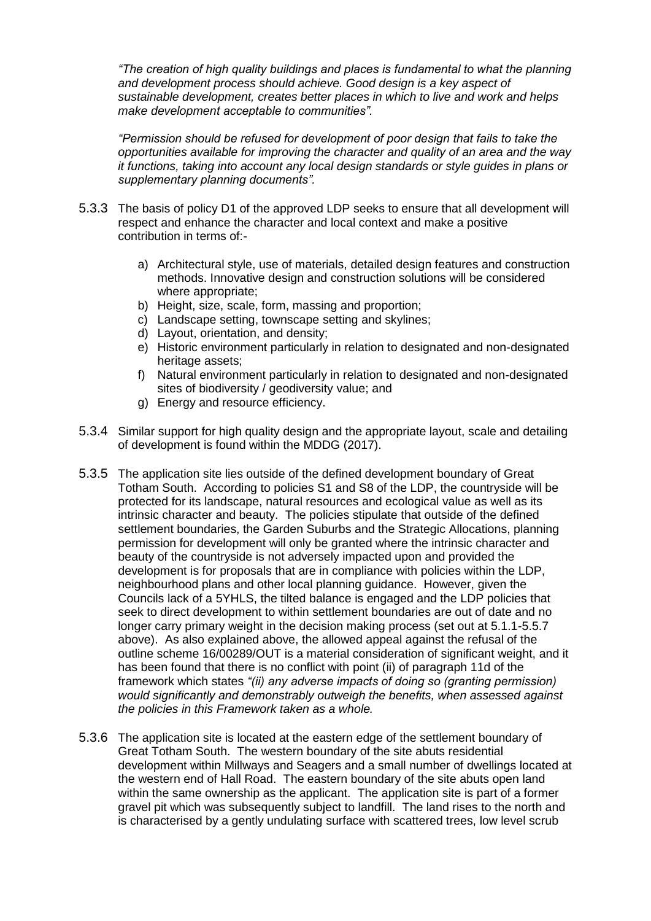*"The creation of high quality buildings and places is fundamental to what the planning and development process should achieve. Good design is a key aspect of sustainable development, creates better places in which to live and work and helps make development acceptable to communities".*

*"Permission should be refused for development of poor design that fails to take the opportunities available for improving the character and quality of an area and the way it functions, taking into account any local design standards or style guides in plans or supplementary planning documents".*

5.3.3 The basis of policy D1 of the approved LDP seeks to ensure that all development will respect and enhance the character and local context and make a positive contribution in terms of:-

a) Architectural style, use of materials, detailed design features and construction methods. Innovative design and construction solutions will be considered where appropriate;
b) Height, size, scale, form, massing and proportion;
c) Landscape setting, townscape setting and skylines;
d) Layout, orientation, and density;
e) Historic environment particularly in relation to designated and non-designated heritage assets;
f) Natural environment particularly in relation to designated and non-designated sites of biodiversity / geodiversity value; and
g) Energy and resource efficiency.

5.3.4 Similar support for high quality design and the appropriate layout, scale and detailing of development is found within the MDDG (2017).

5.3.5 The application site lies outside of the defined development boundary of Great Totham South. According to policies S1 and S8 of the LDP, the countryside will be protected for its landscape, natural resources and ecological value as well as its intrinsic character and beauty. The policies stipulate that outside of the defined settlement boundaries, the Garden Suburbs and the Strategic Allocations, planning permission for development will only be granted where the intrinsic character and beauty of the countryside is not adversely impacted upon and provided the development is for proposals that are in compliance with policies within the LDP, neighbourhood plans and other local planning guidance. However, given the Councils lack of a 5YHLS, the tilted balance is engaged and the LDP policies that seek to direct development to within settlement boundaries are out of date and no longer carry primary weight in the decision making process (set out at 5.1.1-5.5.7 above). As also explained above, the allowed appeal against the refusal of the outline scheme 16/00289/OUT is a material consideration of significant weight, and it has been found that there is no conflict with point (ii) of paragraph 11d of the framework which states *"(ii) any adverse impacts of doing so (granting permission) would significantly and demonstrably outweigh the benefits, when assessed against the policies in this Framework taken as a whole.*

5.3.6 The application site is located at the eastern edge of the settlement boundary of Great Totham South. The western boundary of the site abuts residential development within Millways and Seagers and a small number of dwellings located at the western end of Hall Road. The eastern boundary of the site abuts open land within the same ownership as the applicant. The application site is part of a former gravel pit which was subsequently subject to landfill. The land rises to the north and is characterised by a gently undulating surface with scattered trees, low level scrub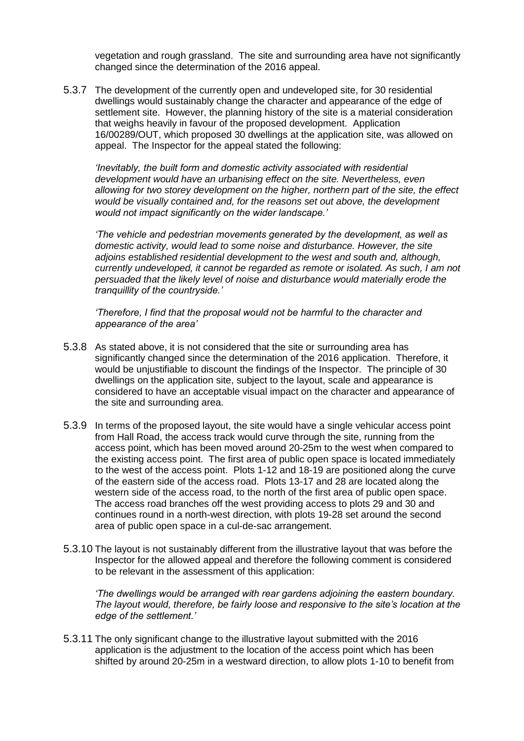vegetation and rough grassland. The site and surrounding area have not significantly changed since the determination of the 2016 appeal.

5.3.7 The development of the currently open and undeveloped site, for 30 residential dwellings would sustainably change the character and appearance of the edge of settlement site. However, the planning history of the site is a material consideration that weighs heavily in favour of the proposed development. Application 16/00289/OUT, which proposed 30 dwellings at the application site, was allowed on appeal. The Inspector for the appeal stated the following:

> *'Inevitably, the built form and domestic activity associated with residential development would have an urbanising effect on the site. Nevertheless, even allowing for two storey development on the higher, northern part of the site, the effect would be visually contained and, for the reasons set out above, the development would not impact significantly on the wider landscape.'*
>
> *'The vehicle and pedestrian movements generated by the development, as well as domestic activity, would lead to some noise and disturbance. However, the site adjoins established residential development to the west and south and, although, currently undeveloped, it cannot be regarded as remote or isolated. As such, I am not persuaded that the likely level of noise and disturbance would materially erode the tranquillity of the countryside.'*
>
> *'Therefore, I find that the proposal would not be harmful to the character and appearance of the area'*

5.3.8 As stated above, it is not considered that the site or surrounding area has significantly changed since the determination of the 2016 application. Therefore, it would be unjustifiable to discount the findings of the Inspector. The principle of 30 dwellings on the application site, subject to the layout, scale and appearance is considered to have an acceptable visual impact on the character and appearance of the site and surrounding area.

5.3.9 In terms of the proposed layout, the site would have a single vehicular access point from Hall Road, the access track would curve through the site, running from the access point, which has been moved around 20-25m to the west when compared to the existing access point. The first area of public open space is located immediately to the west of the access point. Plots 1-12 and 18-19 are positioned along the curve of the eastern side of the access road. Plots 13-17 and 28 are located along the western side of the access road, to the north of the first area of public open space. The access road branches off the west providing access to plots 29 and 30 and continues round in a north-west direction, with plots 19-28 set around the second area of public open space in a cul-de-sac arrangement.

5.3.10 The layout is not sustainably different from the illustrative layout that was before the Inspector for the allowed appeal and therefore the following comment is considered to be relevant in the assessment of this application:

> *'The dwellings would be arranged with rear gardens adjoining the eastern boundary. The layout would, therefore, be fairly loose and responsive to the site's location at the edge of the settlement.'*

5.3.11 The only significant change to the illustrative layout submitted with the 2016 application is the adjustment to the location of the access point which has been shifted by around 20-25m in a westward direction, to allow plots 1-10 to benefit from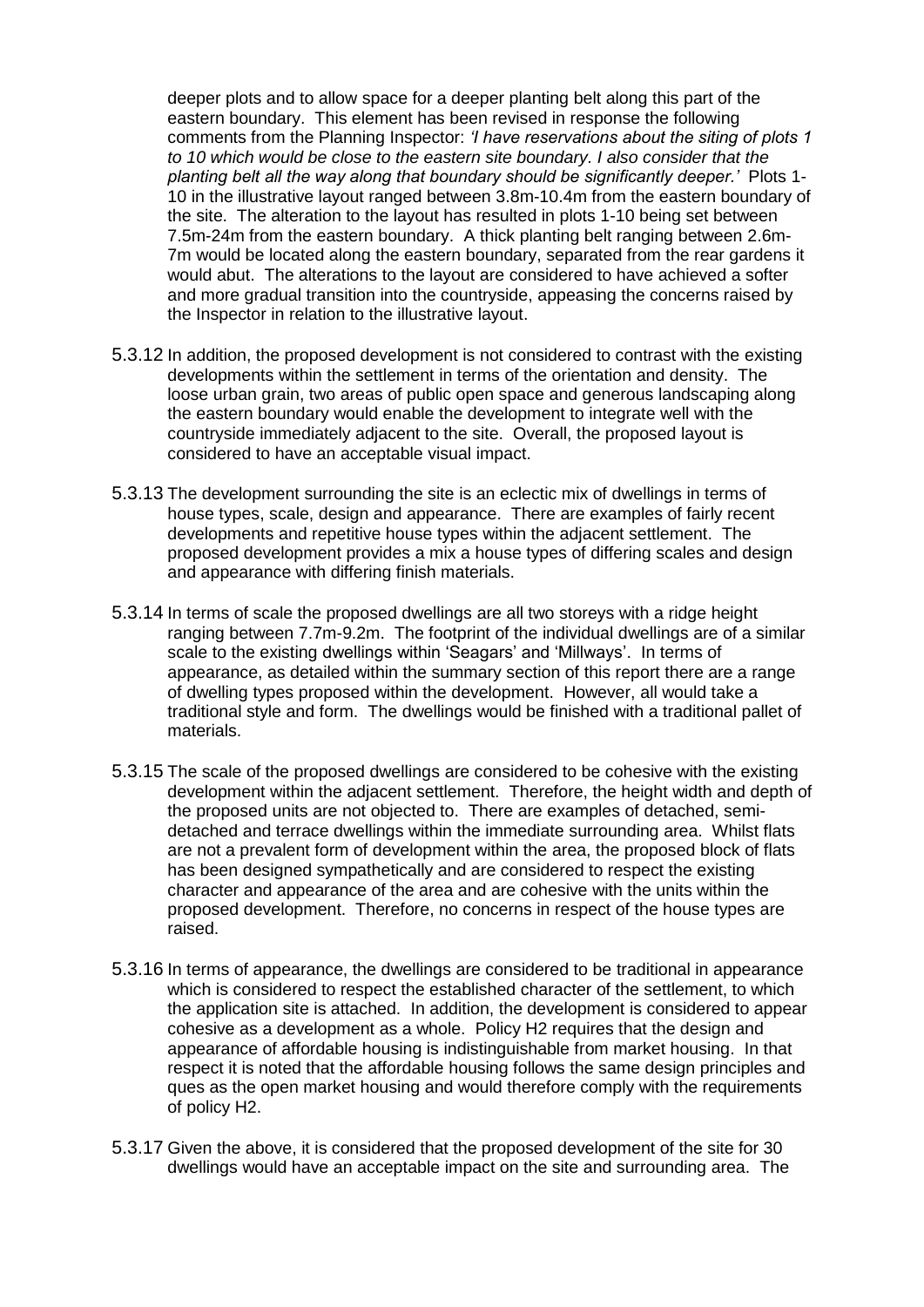deeper plots and to allow space for a deeper planting belt along this part of the eastern boundary. This element has been revised in response the following comments from the Planning Inspector: *'I have reservations about the siting of plots 1 to 10 which would be close to the eastern site boundary. I also consider that the planting belt all the way along that boundary should be significantly deeper.'* Plots 1-10 in the illustrative layout ranged between 3.8m-10.4m from the eastern boundary of the site. The alteration to the layout has resulted in plots 1-10 being set between 7.5m-24m from the eastern boundary. A thick planting belt ranging between 2.6m-7m would be located along the eastern boundary, separated from the rear gardens it would abut. The alterations to the layout are considered to have achieved a softer and more gradual transition into the countryside, appeasing the concerns raised by the Inspector in relation to the illustrative layout.

5.3.12 In addition, the proposed development is not considered to contrast with the existing developments within the settlement in terms of the orientation and density. The loose urban grain, two areas of public open space and generous landscaping along the eastern boundary would enable the development to integrate well with the countryside immediately adjacent to the site. Overall, the proposed layout is considered to have an acceptable visual impact.

5.3.13 The development surrounding the site is an eclectic mix of dwellings in terms of house types, scale, design and appearance. There are examples of fairly recent developments and repetitive house types within the adjacent settlement. The proposed development provides a mix a house types of differing scales and design and appearance with differing finish materials.

5.3.14 In terms of scale the proposed dwellings are all two storeys with a ridge height ranging between 7.7m-9.2m. The footprint of the individual dwellings are of a similar scale to the existing dwellings within 'Seagars' and 'Millways'. In terms of appearance, as detailed within the summary section of this report there are a range of dwelling types proposed within the development. However, all would take a traditional style and form. The dwellings would be finished with a traditional pallet of materials.

5.3.15 The scale of the proposed dwellings are considered to be cohesive with the existing development within the adjacent settlement. Therefore, the height width and depth of the proposed units are not objected to. There are examples of detached, semi-detached and terrace dwellings within the immediate surrounding area. Whilst flats are not a prevalent form of development within the area, the proposed block of flats has been designed sympathetically and are considered to respect the existing character and appearance of the area and are cohesive with the units within the proposed development. Therefore, no concerns in respect of the house types are raised.

5.3.16 In terms of appearance, the dwellings are considered to be traditional in appearance which is considered to respect the established character of the settlement, to which the application site is attached. In addition, the development is considered to appear cohesive as a development as a whole. Policy H2 requires that the design and appearance of affordable housing is indistinguishable from market housing. In that respect it is noted that the affordable housing follows the same design principles and ques as the open market housing and would therefore comply with the requirements of policy H2.

5.3.17 Given the above, it is considered that the proposed development of the site for 30 dwellings would have an acceptable impact on the site and surrounding area. The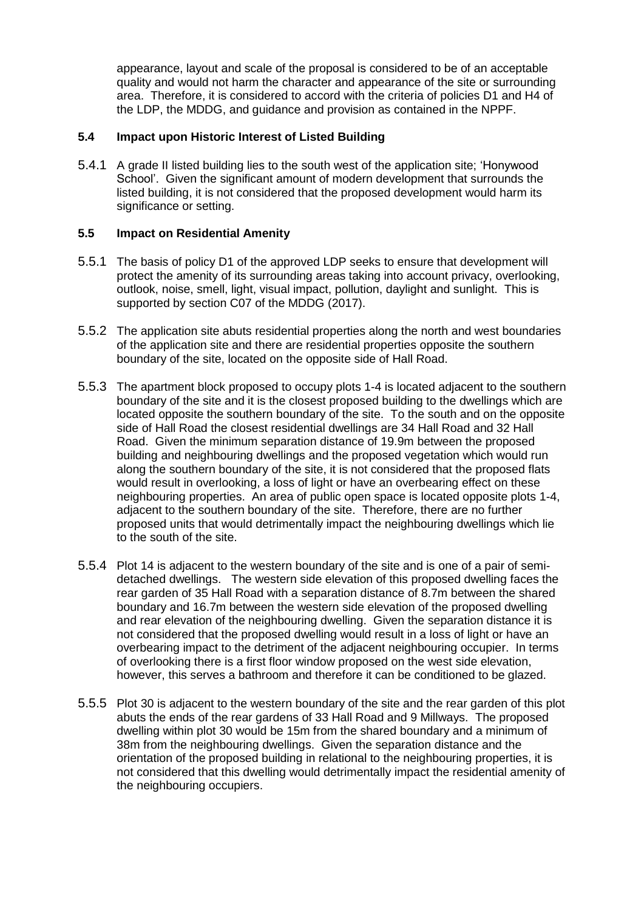appearance, layout and scale of the proposal is considered to be of an acceptable quality and would not harm the character and appearance of the site or surrounding area. Therefore, it is considered to accord with the criteria of policies D1 and H4 of the LDP, the MDDG, and guidance and provision as contained in the NPPF.

### 5.4 Impact upon Historic Interest of Listed Building

5.4.1 A grade II listed building lies to the south west of the application site; 'Honywood School'. Given the significant amount of modern development that surrounds the listed building, it is not considered that the proposed development would harm its significance or setting.

### 5.5 Impact on Residential Amenity

5.5.1 The basis of policy D1 of the approved LDP seeks to ensure that development will protect the amenity of its surrounding areas taking into account privacy, overlooking, outlook, noise, smell, light, visual impact, pollution, daylight and sunlight. This is supported by section C07 of the MDDG (2017).

5.5.2 The application site abuts residential properties along the north and west boundaries of the application site and there are residential properties opposite the southern boundary of the site, located on the opposite side of Hall Road.

5.5.3 The apartment block proposed to occupy plots 1-4 is located adjacent to the southern boundary of the site and it is the closest proposed building to the dwellings which are located opposite the southern boundary of the site. To the south and on the opposite side of Hall Road the closest residential dwellings are 34 Hall Road and 32 Hall Road. Given the minimum separation distance of 19.9m between the proposed building and neighbouring dwellings and the proposed vegetation which would run along the southern boundary of the site, it is not considered that the proposed flats would result in overlooking, a loss of light or have an overbearing effect on these neighbouring properties. An area of public open space is located opposite plots 1-4, adjacent to the southern boundary of the site. Therefore, there are no further proposed units that would detrimentally impact the neighbouring dwellings which lie to the south of the site.

5.5.4 Plot 14 is adjacent to the western boundary of the site and is one of a pair of semi-detached dwellings. The western side elevation of this proposed dwelling faces the rear garden of 35 Hall Road with a separation distance of 8.7m between the shared boundary and 16.7m between the western side elevation of the proposed dwelling and rear elevation of the neighbouring dwelling. Given the separation distance it is not considered that the proposed dwelling would result in a loss of light or have an overbearing impact to the detriment of the adjacent neighbouring occupier. In terms of overlooking there is a first floor window proposed on the west side elevation, however, this serves a bathroom and therefore it can be conditioned to be glazed.

5.5.5 Plot 30 is adjacent to the western boundary of the site and the rear garden of this plot abuts the ends of the rear gardens of 33 Hall Road and 9 Millways. The proposed dwelling within plot 30 would be 15m from the shared boundary and a minimum of 38m from the neighbouring dwellings. Given the separation distance and the orientation of the proposed building in relational to the neighbouring properties, it is not considered that this dwelling would detrimentally impact the residential amenity of the neighbouring occupiers.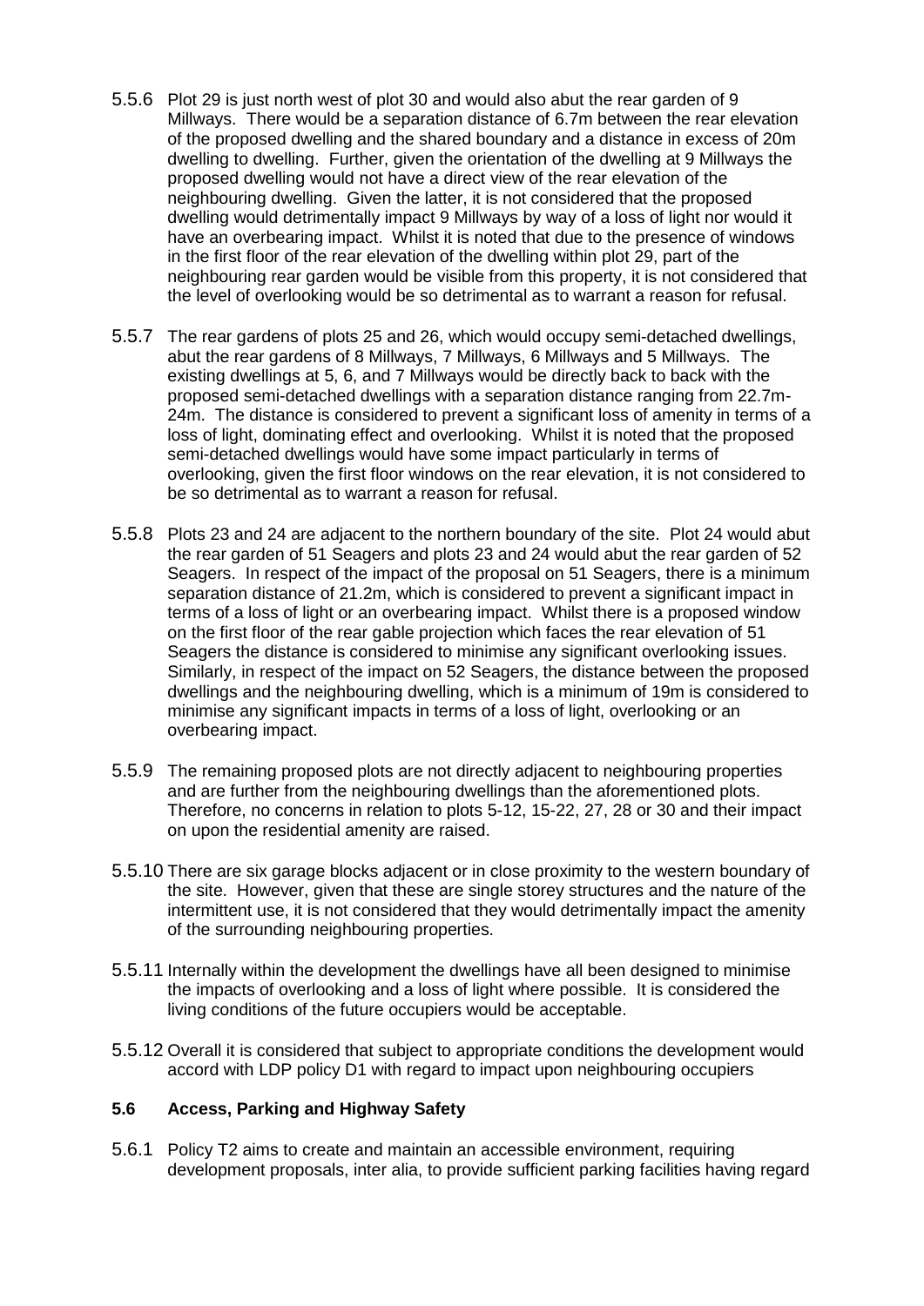5.5.6 Plot 29 is just north west of plot 30 and would also abut the rear garden of 9 Millways. There would be a separation distance of 6.7m between the rear elevation of the proposed dwelling and the shared boundary and a distance in excess of 20m dwelling to dwelling. Further, given the orientation of the dwelling at 9 Millways the proposed dwelling would not have a direct view of the rear elevation of the neighbouring dwelling. Given the latter, it is not considered that the proposed dwelling would detrimentally impact 9 Millways by way of a loss of light nor would it have an overbearing impact. Whilst it is noted that due to the presence of windows in the first floor of the rear elevation of the dwelling within plot 29, part of the neighbouring rear garden would be visible from this property, it is not considered that the level of overlooking would be so detrimental as to warrant a reason for refusal.

5.5.7 The rear gardens of plots 25 and 26, which would occupy semi-detached dwellings, abut the rear gardens of 8 Millways, 7 Millways, 6 Millways and 5 Millways. The existing dwellings at 5, 6, and 7 Millways would be directly back to back with the proposed semi-detached dwellings with a separation distance ranging from 22.7m-24m. The distance is considered to prevent a significant loss of amenity in terms of a loss of light, dominating effect and overlooking. Whilst it is noted that the proposed semi-detached dwellings would have some impact particularly in terms of overlooking, given the first floor windows on the rear elevation, it is not considered to be so detrimental as to warrant a reason for refusal.

5.5.8 Plots 23 and 24 are adjacent to the northern boundary of the site. Plot 24 would abut the rear garden of 51 Seagers and plots 23 and 24 would abut the rear garden of 52 Seagers. In respect of the impact of the proposal on 51 Seagers, there is a minimum separation distance of 21.2m, which is considered to prevent a significant impact in terms of a loss of light or an overbearing impact. Whilst there is a proposed window on the first floor of the rear gable projection which faces the rear elevation of 51 Seagers the distance is considered to minimise any significant overlooking issues. Similarly, in respect of the impact on 52 Seagers, the distance between the proposed dwellings and the neighbouring dwelling, which is a minimum of 19m is considered to minimise any significant impacts in terms of a loss of light, overlooking or an overbearing impact.

5.5.9 The remaining proposed plots are not directly adjacent to neighbouring properties and are further from the neighbouring dwellings than the aforementioned plots. Therefore, no concerns in relation to plots 5-12, 15-22, 27, 28 or 30 and their impact on upon the residential amenity are raised.

5.5.10 There are six garage blocks adjacent or in close proximity to the western boundary of the site. However, given that these are single storey structures and the nature of the intermittent use, it is not considered that they would detrimentally impact the amenity of the surrounding neighbouring properties.

5.5.11 Internally within the development the dwellings have all been designed to minimise the impacts of overlooking and a loss of light where possible. It is considered the living conditions of the future occupiers would be acceptable.

5.5.12 Overall it is considered that subject to appropriate conditions the development would accord with LDP policy D1 with regard to impact upon neighbouring occupiers

### 5.6 Access, Parking and Highway Safety

5.6.1 Policy T2 aims to create and maintain an accessible environment, requiring development proposals, inter alia, to provide sufficient parking facilities having regard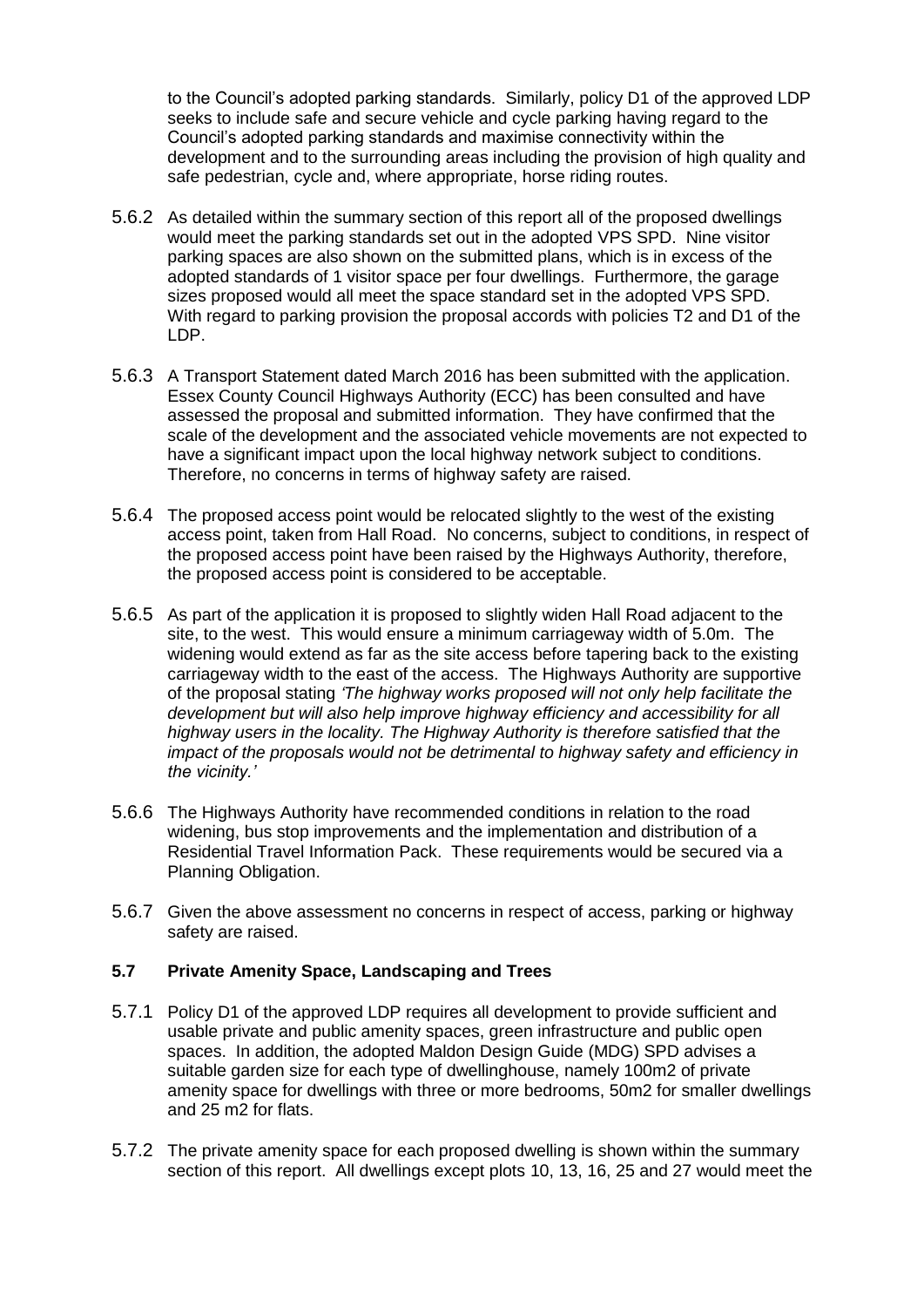to the Council's adopted parking standards. Similarly, policy D1 of the approved LDP seeks to include safe and secure vehicle and cycle parking having regard to the Council's adopted parking standards and maximise connectivity within the development and to the surrounding areas including the provision of high quality and safe pedestrian, cycle and, where appropriate, horse riding routes.

5.6.2 As detailed within the summary section of this report all of the proposed dwellings would meet the parking standards set out in the adopted VPS SPD. Nine visitor parking spaces are also shown on the submitted plans, which is in excess of the adopted standards of 1 visitor space per four dwellings. Furthermore, the garage sizes proposed would all meet the space standard set in the adopted VPS SPD. With regard to parking provision the proposal accords with policies T2 and D1 of the LDP.

5.6.3 A Transport Statement dated March 2016 has been submitted with the application. Essex County Council Highways Authority (ECC) has been consulted and have assessed the proposal and submitted information. They have confirmed that the scale of the development and the associated vehicle movements are not expected to have a significant impact upon the local highway network subject to conditions. Therefore, no concerns in terms of highway safety are raised.

5.6.4 The proposed access point would be relocated slightly to the west of the existing access point, taken from Hall Road. No concerns, subject to conditions, in respect of the proposed access point have been raised by the Highways Authority, therefore, the proposed access point is considered to be acceptable.

5.6.5 As part of the application it is proposed to slightly widen Hall Road adjacent to the site, to the west. This would ensure a minimum carriageway width of 5.0m. The widening would extend as far as the site access before tapering back to the existing carriageway width to the east of the access. The Highways Authority are supportive of the proposal stating *'The highway works proposed will not only help facilitate the development but will also help improve highway efficiency and accessibility for all highway users in the locality. The Highway Authority is therefore satisfied that the impact of the proposals would not be detrimental to highway safety and efficiency in the vicinity.'*

5.6.6 The Highways Authority have recommended conditions in relation to the road widening, bus stop improvements and the implementation and distribution of a Residential Travel Information Pack. These requirements would be secured via a Planning Obligation.

5.6.7 Given the above assessment no concerns in respect of access, parking or highway safety are raised.

### 5.7 Private Amenity Space, Landscaping and Trees

5.7.1 Policy D1 of the approved LDP requires all development to provide sufficient and usable private and public amenity spaces, green infrastructure and public open spaces. In addition, the adopted Maldon Design Guide (MDG) SPD advises a suitable garden size for each type of dwellinghouse, namely 100m2 of private amenity space for dwellings with three or more bedrooms, 50m2 for smaller dwellings and 25 m2 for flats.

5.7.2 The private amenity space for each proposed dwelling is shown within the summary section of this report. All dwellings except plots 10, 13, 16, 25 and 27 would meet the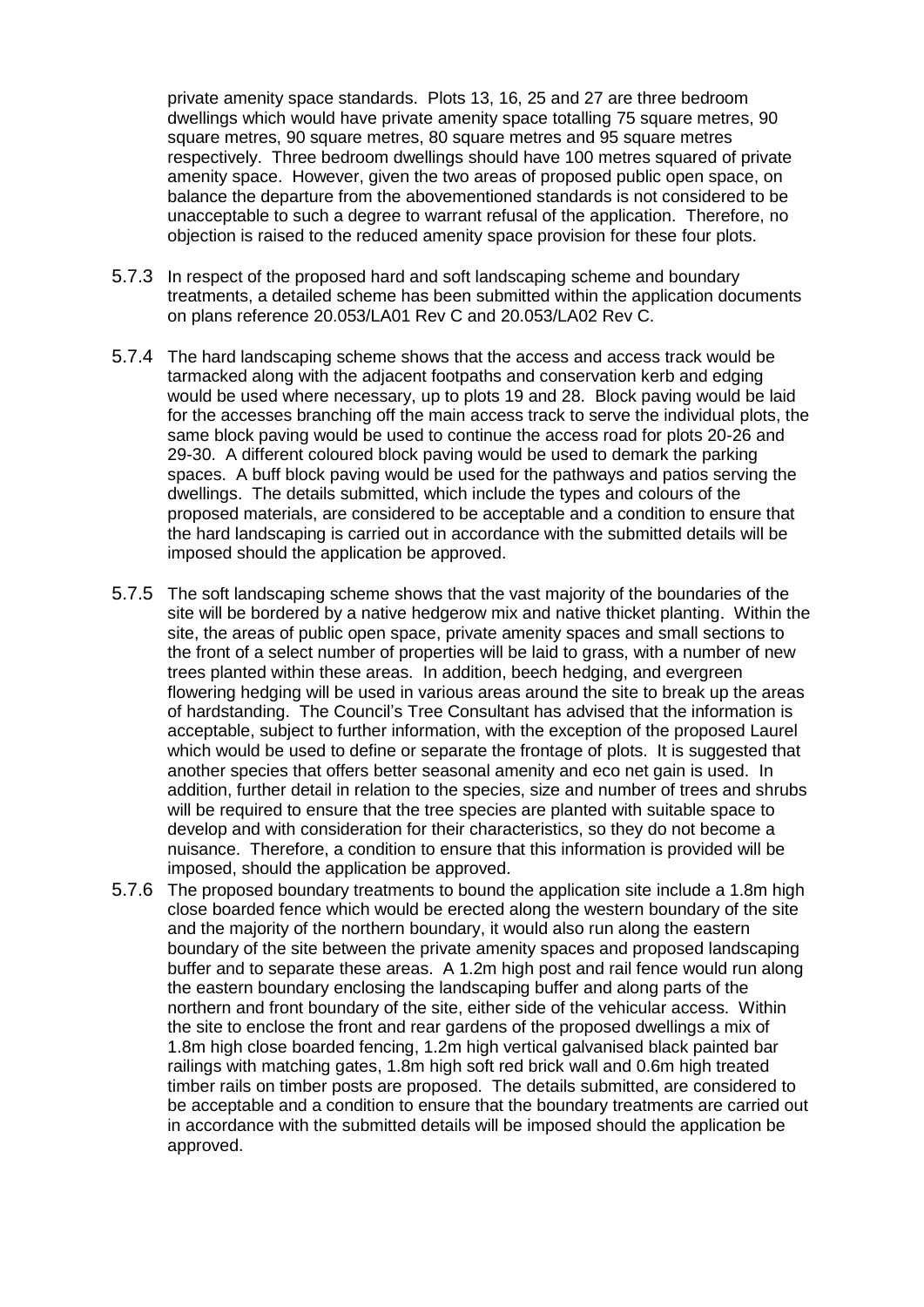private amenity space standards. Plots 13, 16, 25 and 27 are three bedroom dwellings which would have private amenity space totalling 75 square metres, 90 square metres, 90 square metres, 80 square metres and 95 square metres respectively. Three bedroom dwellings should have 100 metres squared of private amenity space. However, given the two areas of proposed public open space, on balance the departure from the abovementioned standards is not considered to be unacceptable to such a degree to warrant refusal of the application. Therefore, no objection is raised to the reduced amenity space provision for these four plots.

5.7.3 In respect of the proposed hard and soft landscaping scheme and boundary treatments, a detailed scheme has been submitted within the application documents on plans reference 20.053/LA01 Rev C and 20.053/LA02 Rev C.

5.7.4 The hard landscaping scheme shows that the access and access track would be tarmacked along with the adjacent footpaths and conservation kerb and edging would be used where necessary, up to plots 19 and 28. Block paving would be laid for the accesses branching off the main access track to serve the individual plots, the same block paving would be used to continue the access road for plots 20-26 and 29-30. A different coloured block paving would be used to demark the parking spaces. A buff block paving would be used for the pathways and patios serving the dwellings. The details submitted, which include the types and colours of the proposed materials, are considered to be acceptable and a condition to ensure that the hard landscaping is carried out in accordance with the submitted details will be imposed should the application be approved.

5.7.5 The soft landscaping scheme shows that the vast majority of the boundaries of the site will be bordered by a native hedgerow mix and native thicket planting. Within the site, the areas of public open space, private amenity spaces and small sections to the front of a select number of properties will be laid to grass, with a number of new trees planted within these areas. In addition, beech hedging, and evergreen flowering hedging will be used in various areas around the site to break up the areas of hardstanding. The Council's Tree Consultant has advised that the information is acceptable, subject to further information, with the exception of the proposed Laurel which would be used to define or separate the frontage of plots. It is suggested that another species that offers better seasonal amenity and eco net gain is used. In addition, further detail in relation to the species, size and number of trees and shrubs will be required to ensure that the tree species are planted with suitable space to develop and with consideration for their characteristics, so they do not become a nuisance. Therefore, a condition to ensure that this information is provided will be imposed, should the application be approved.

5.7.6 The proposed boundary treatments to bound the application site include a 1.8m high close boarded fence which would be erected along the western boundary of the site and the majority of the northern boundary, it would also run along the eastern boundary of the site between the private amenity spaces and proposed landscaping buffer and to separate these areas. A 1.2m high post and rail fence would run along the eastern boundary enclosing the landscaping buffer and along parts of the northern and front boundary of the site, either side of the vehicular access. Within the site to enclose the front and rear gardens of the proposed dwellings a mix of 1.8m high close boarded fencing, 1.2m high vertical galvanised black painted bar railings with matching gates, 1.8m high soft red brick wall and 0.6m high treated timber rails on timber posts are proposed. The details submitted, are considered to be acceptable and a condition to ensure that the boundary treatments are carried out in accordance with the submitted details will be imposed should the application be approved.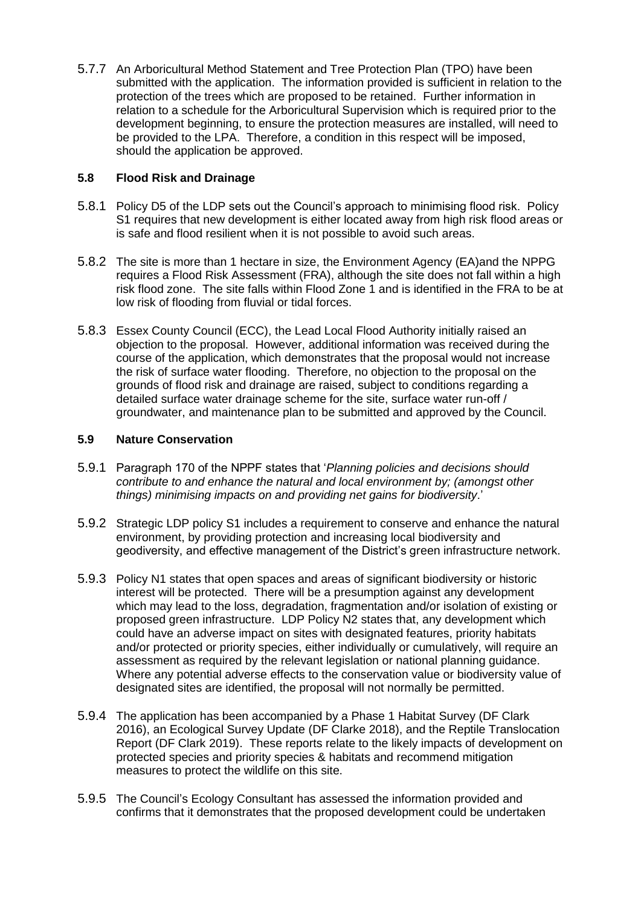5.7.7 An Arboricultural Method Statement and Tree Protection Plan (TPO) have been submitted with the application. The information provided is sufficient in relation to the protection of the trees which are proposed to be retained. Further information in relation to a schedule for the Arboricultural Supervision which is required prior to the development beginning, to ensure the protection measures are installed, will need to be provided to the LPA. Therefore, a condition in this respect will be imposed, should the application be approved.

### 5.8 Flood Risk and Drainage

5.8.1 Policy D5 of the LDP sets out the Council's approach to minimising flood risk. Policy S1 requires that new development is either located away from high risk flood areas or is safe and flood resilient when it is not possible to avoid such areas.

5.8.2 The site is more than 1 hectare in size, the Environment Agency (EA)and the NPPG requires a Flood Risk Assessment (FRA), although the site does not fall within a high risk flood zone. The site falls within Flood Zone 1 and is identified in the FRA to be at low risk of flooding from fluvial or tidal forces.

5.8.3 Essex County Council (ECC), the Lead Local Flood Authority initially raised an objection to the proposal. However, additional information was received during the course of the application, which demonstrates that the proposal would not increase the risk of surface water flooding. Therefore, no objection to the proposal on the grounds of flood risk and drainage are raised, subject to conditions regarding a detailed surface water drainage scheme for the site, surface water run-off / groundwater, and maintenance plan to be submitted and approved by the Council.

### 5.9 Nature Conservation

5.9.1 Paragraph 170 of the NPPF states that '*Planning policies and decisions should contribute to and enhance the natural and local environment by; (amongst other things) minimising impacts on and providing net gains for biodiversity*.'

5.9.2 Strategic LDP policy S1 includes a requirement to conserve and enhance the natural environment, by providing protection and increasing local biodiversity and geodiversity, and effective management of the District's green infrastructure network.

5.9.3 Policy N1 states that open spaces and areas of significant biodiversity or historic interest will be protected. There will be a presumption against any development which may lead to the loss, degradation, fragmentation and/or isolation of existing or proposed green infrastructure. LDP Policy N2 states that, any development which could have an adverse impact on sites with designated features, priority habitats and/or protected or priority species, either individually or cumulatively, will require an assessment as required by the relevant legislation or national planning guidance. Where any potential adverse effects to the conservation value or biodiversity value of designated sites are identified, the proposal will not normally be permitted.

5.9.4 The application has been accompanied by a Phase 1 Habitat Survey (DF Clark 2016), an Ecological Survey Update (DF Clarke 2018), and the Reptile Translocation Report (DF Clark 2019). These reports relate to the likely impacts of development on protected species and priority species & habitats and recommend mitigation measures to protect the wildlife on this site.

5.9.5 The Council's Ecology Consultant has assessed the information provided and confirms that it demonstrates that the proposed development could be undertaken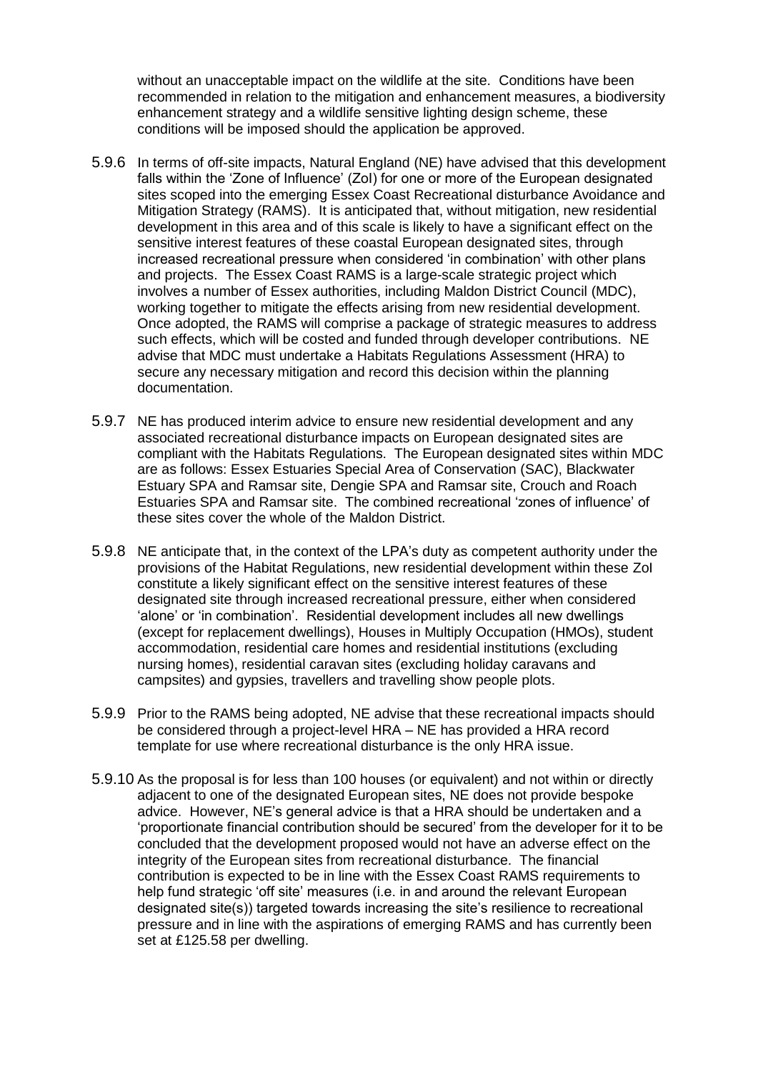without an unacceptable impact on the wildlife at the site. Conditions have been recommended in relation to the mitigation and enhancement measures, a biodiversity enhancement strategy and a wildlife sensitive lighting design scheme, these conditions will be imposed should the application be approved.

5.9.6 In terms of off-site impacts, Natural England (NE) have advised that this development falls within the 'Zone of Influence' (ZoI) for one or more of the European designated sites scoped into the emerging Essex Coast Recreational disturbance Avoidance and Mitigation Strategy (RAMS). It is anticipated that, without mitigation, new residential development in this area and of this scale is likely to have a significant effect on the sensitive interest features of these coastal European designated sites, through increased recreational pressure when considered 'in combination' with other plans and projects. The Essex Coast RAMS is a large-scale strategic project which involves a number of Essex authorities, including Maldon District Council (MDC), working together to mitigate the effects arising from new residential development. Once adopted, the RAMS will comprise a package of strategic measures to address such effects, which will be costed and funded through developer contributions. NE advise that MDC must undertake a Habitats Regulations Assessment (HRA) to secure any necessary mitigation and record this decision within the planning documentation.

5.9.7 NE has produced interim advice to ensure new residential development and any associated recreational disturbance impacts on European designated sites are compliant with the Habitats Regulations. The European designated sites within MDC are as follows: Essex Estuaries Special Area of Conservation (SAC), Blackwater Estuary SPA and Ramsar site, Dengie SPA and Ramsar site, Crouch and Roach Estuaries SPA and Ramsar site. The combined recreational 'zones of influence' of these sites cover the whole of the Maldon District.

5.9.8 NE anticipate that, in the context of the LPA's duty as competent authority under the provisions of the Habitat Regulations, new residential development within these ZoI constitute a likely significant effect on the sensitive interest features of these designated site through increased recreational pressure, either when considered 'alone' or 'in combination'. Residential development includes all new dwellings (except for replacement dwellings), Houses in Multiply Occupation (HMOs), student accommodation, residential care homes and residential institutions (excluding nursing homes), residential caravan sites (excluding holiday caravans and campsites) and gypsies, travellers and travelling show people plots.

5.9.9 Prior to the RAMS being adopted, NE advise that these recreational impacts should be considered through a project-level HRA – NE has provided a HRA record template for use where recreational disturbance is the only HRA issue.

5.9.10 As the proposal is for less than 100 houses (or equivalent) and not within or directly adjacent to one of the designated European sites, NE does not provide bespoke advice. However, NE's general advice is that a HRA should be undertaken and a 'proportionate financial contribution should be secured' from the developer for it to be concluded that the development proposed would not have an adverse effect on the integrity of the European sites from recreational disturbance. The financial contribution is expected to be in line with the Essex Coast RAMS requirements to help fund strategic 'off site' measures (i.e. in and around the relevant European designated site(s)) targeted towards increasing the site's resilience to recreational pressure and in line with the aspirations of emerging RAMS and has currently been set at £125.58 per dwelling.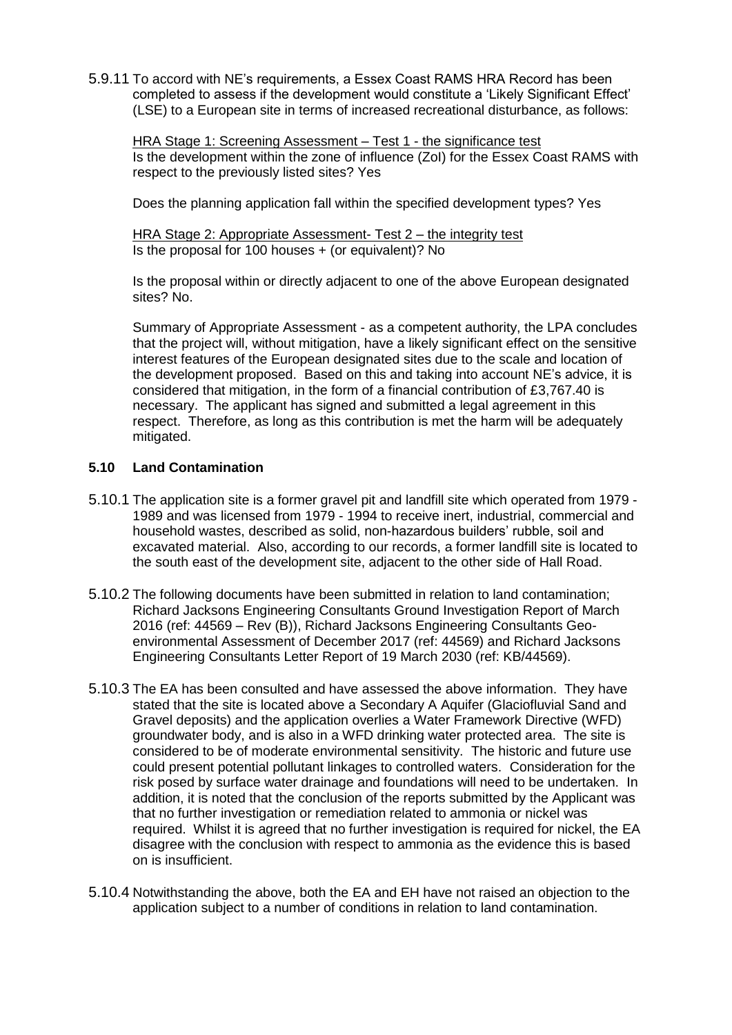5.9.11 To accord with NE's requirements, a Essex Coast RAMS HRA Record has been completed to assess if the development would constitute a 'Likely Significant Effect' (LSE) to a European site in terms of increased recreational disturbance, as follows:

HRA Stage 1: Screening Assessment – Test 1 - the significance test
Is the development within the zone of influence (ZoI) for the Essex Coast RAMS with respect to the previously listed sites? Yes

Does the planning application fall within the specified development types? Yes

HRA Stage 2: Appropriate Assessment- Test 2 – the integrity test
Is the proposal for 100 houses + (or equivalent)? No

Is the proposal within or directly adjacent to one of the above European designated sites? No.

Summary of Appropriate Assessment - as a competent authority, the LPA concludes that the project will, without mitigation, have a likely significant effect on the sensitive interest features of the European designated sites due to the scale and location of the development proposed. Based on this and taking into account NE's advice, it is considered that mitigation, in the form of a financial contribution of £3,767.40 is necessary. The applicant has signed and submitted a legal agreement in this respect. Therefore, as long as this contribution is met the harm will be adequately mitigated.

### 5.10 Land Contamination

5.10.1 The application site is a former gravel pit and landfill site which operated from 1979 - 1989 and was licensed from 1979 - 1994 to receive inert, industrial, commercial and household wastes, described as solid, non-hazardous builders' rubble, soil and excavated material. Also, according to our records, a former landfill site is located to the south east of the development site, adjacent to the other side of Hall Road.

5.10.2 The following documents have been submitted in relation to land contamination; Richard Jacksons Engineering Consultants Ground Investigation Report of March 2016 (ref: 44569 – Rev (B)), Richard Jacksons Engineering Consultants Geo-environmental Assessment of December 2017 (ref: 44569) and Richard Jacksons Engineering Consultants Letter Report of 19 March 2030 (ref: KB/44569).

5.10.3 The EA has been consulted and have assessed the above information. They have stated that the site is located above a Secondary A Aquifer (Glaciofluvial Sand and Gravel deposits) and the application overlies a Water Framework Directive (WFD) groundwater body, and is also in a WFD drinking water protected area. The site is considered to be of moderate environmental sensitivity. The historic and future use could present potential pollutant linkages to controlled waters. Consideration for the risk posed by surface water drainage and foundations will need to be undertaken. In addition, it is noted that the conclusion of the reports submitted by the Applicant was that no further investigation or remediation related to ammonia or nickel was required. Whilst it is agreed that no further investigation is required for nickel, the EA disagree with the conclusion with respect to ammonia as the evidence this is based on is insufficient.

5.10.4 Notwithstanding the above, both the EA and EH have not raised an objection to the application subject to a number of conditions in relation to land contamination.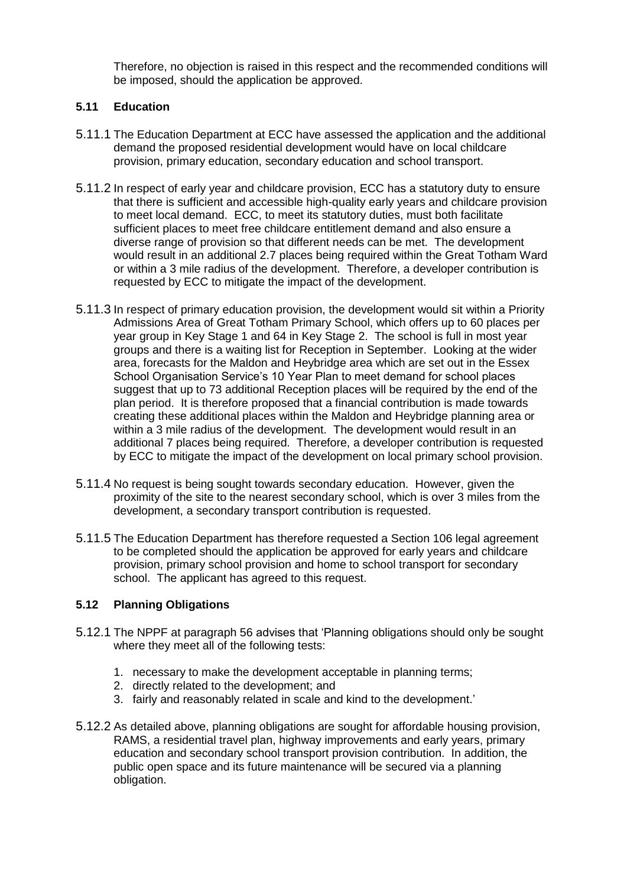Therefore, no objection is raised in this respect and the recommended conditions will be imposed, should the application be approved.

### 5.11 Education

5.11.1 The Education Department at ECC have assessed the application and the additional demand the proposed residential development would have on local childcare provision, primary education, secondary education and school transport.

5.11.2 In respect of early year and childcare provision, ECC has a statutory duty to ensure that there is sufficient and accessible high-quality early years and childcare provision to meet local demand. ECC, to meet its statutory duties, must both facilitate sufficient places to meet free childcare entitlement demand and also ensure a diverse range of provision so that different needs can be met. The development would result in an additional 2.7 places being required within the Great Totham Ward or within a 3 mile radius of the development. Therefore, a developer contribution is requested by ECC to mitigate the impact of the development.

5.11.3 In respect of primary education provision, the development would sit within a Priority Admissions Area of Great Totham Primary School, which offers up to 60 places per year group in Key Stage 1 and 64 in Key Stage 2. The school is full in most year groups and there is a waiting list for Reception in September. Looking at the wider area, forecasts for the Maldon and Heybridge area which are set out in the Essex School Organisation Service's 10 Year Plan to meet demand for school places suggest that up to 73 additional Reception places will be required by the end of the plan period. It is therefore proposed that a financial contribution is made towards creating these additional places within the Maldon and Heybridge planning area or within a 3 mile radius of the development. The development would result in an additional 7 places being required. Therefore, a developer contribution is requested by ECC to mitigate the impact of the development on local primary school provision.

5.11.4 No request is being sought towards secondary education. However, given the proximity of the site to the nearest secondary school, which is over 3 miles from the development, a secondary transport contribution is requested.

5.11.5 The Education Department has therefore requested a Section 106 legal agreement to be completed should the application be approved for early years and childcare provision, primary school provision and home to school transport for secondary school. The applicant has agreed to this request.

### 5.12 Planning Obligations

5.12.1 The NPPF at paragraph 56 advises that 'Planning obligations should only be sought where they meet all of the following tests:

1. necessary to make the development acceptable in planning terms;
2. directly related to the development; and
3. fairly and reasonably related in scale and kind to the development.'

5.12.2 As detailed above, planning obligations are sought for affordable housing provision, RAMS, a residential travel plan, highway improvements and early years, primary education and secondary school transport provision contribution. In addition, the public open space and its future maintenance will be secured via a planning obligation.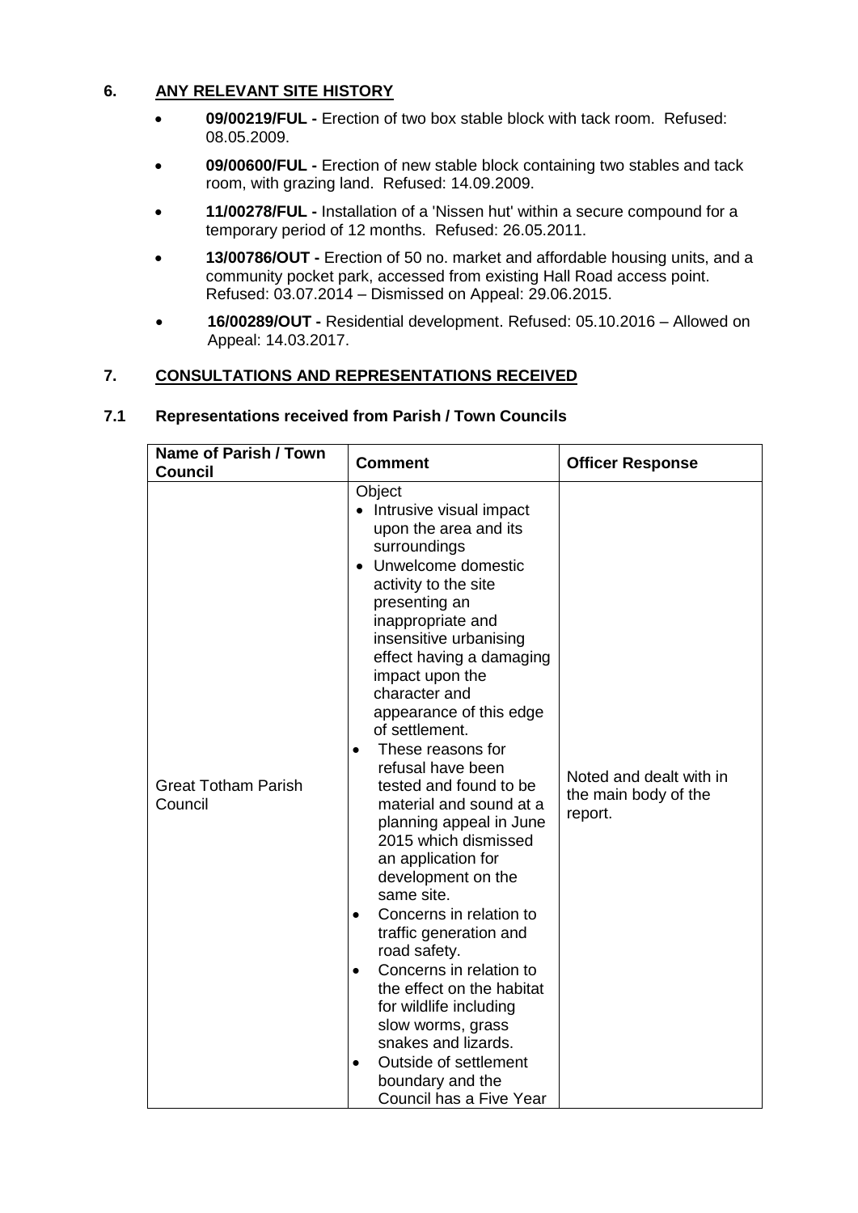## 6. ANY RELEVANT SITE HISTORY

- **09/00219/FUL -** Erection of two box stable block with tack room. Refused: 08.05.2009.
- **09/00600/FUL -** Erection of new stable block containing two stables and tack room, with grazing land. Refused: 14.09.2009.
- **11/00278/FUL -** Installation of a 'Nissen hut' within a secure compound for a temporary period of 12 months. Refused: 26.05.2011.
- **13/00786/OUT -** Erection of 50 no. market and affordable housing units, and a community pocket park, accessed from existing Hall Road access point. Refused: 03.07.2014 – Dismissed on Appeal: 29.06.2015.
- **16/00289/OUT -** Residential development. Refused: 05.10.2016 – Allowed on Appeal: 14.03.2017.

## 7. CONSULTATIONS AND REPRESENTATIONS RECEIVED

### 7.1 Representations received from Parish / Town Councils

| Name of Parish / Town Council | Comment | Officer Response |
|---|---|---|
| Great Totham Parish Council | Object<br>• Intrusive visual impact upon the area and its surroundings<br>• Unwelcome domestic activity to the site presenting an inappropriate and insensitive urbanising effect having a damaging impact upon the character and appearance of this edge of settlement.<br>• These reasons for refusal have been tested and found to be material and sound at a planning appeal in June 2015 which dismissed an application for development on the same site.<br>• Concerns in relation to traffic generation and road safety.<br>• Concerns in relation to the effect on the habitat for wildlife including slow worms, grass snakes and lizards.<br>• Outside of settlement boundary and the Council has a Five Year | Noted and dealt with in the main body of the report. |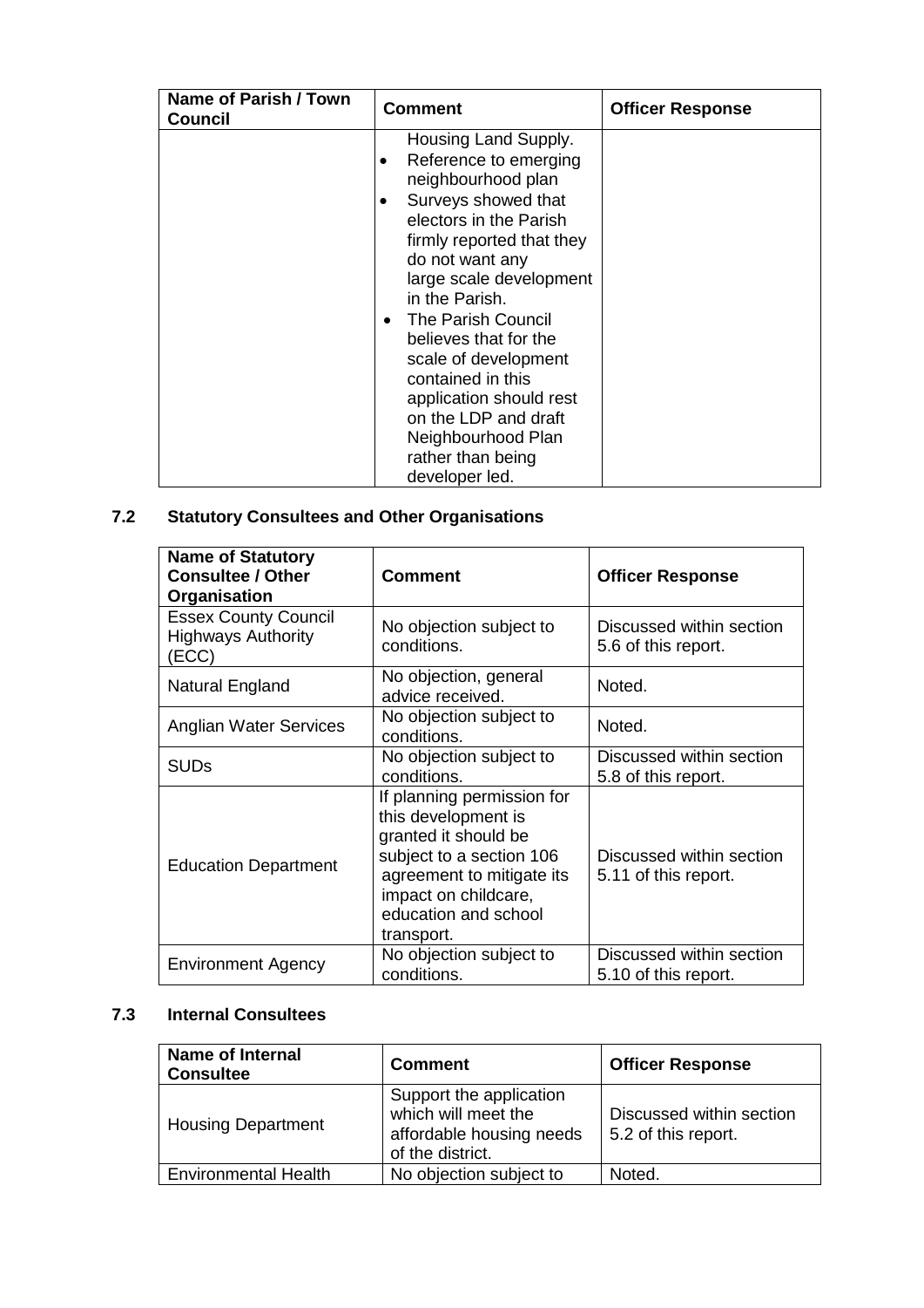| Name of Parish / Town Council | Comment | Officer Response |
|---|---|---|
| | Housing Land Supply.<br>• Reference to emerging neighbourhood plan<br>• Surveys showed that electors in the Parish firmly reported that they do not want any large scale development in the Parish.<br>• The Parish Council believes that for the scale of development contained in this application should rest on the LDP and draft Neighbourhood Plan rather than being developer led. | |

## 7.2 Statutory Consultees and Other Organisations

| Name of Statutory Consultee / Other Organisation | Comment | Officer Response |
|---|---|---|
| Essex County Council Highways Authority (ECC) | No objection subject to conditions. | Discussed within section 5.6 of this report. |
| Natural England | No objection, general advice received. | Noted. |
| Anglian Water Services | No objection subject to conditions. | Noted. |
| SUDs | No objection subject to conditions. | Discussed within section 5.8 of this report. |
| Education Department | If planning permission for this development is granted it should be subject to a section 106 agreement to mitigate its impact on childcare, education and school transport. | Discussed within section 5.11 of this report. |
| Environment Agency | No objection subject to conditions. | Discussed within section 5.10 of this report. |

## 7.3 Internal Consultees

| Name of Internal Consultee | Comment | Officer Response |
|---|---|---|
| Housing Department | Support the application which will meet the affordable housing needs of the district. | Discussed within section 5.2 of this report. |
| Environmental Health | No objection subject to | Noted. |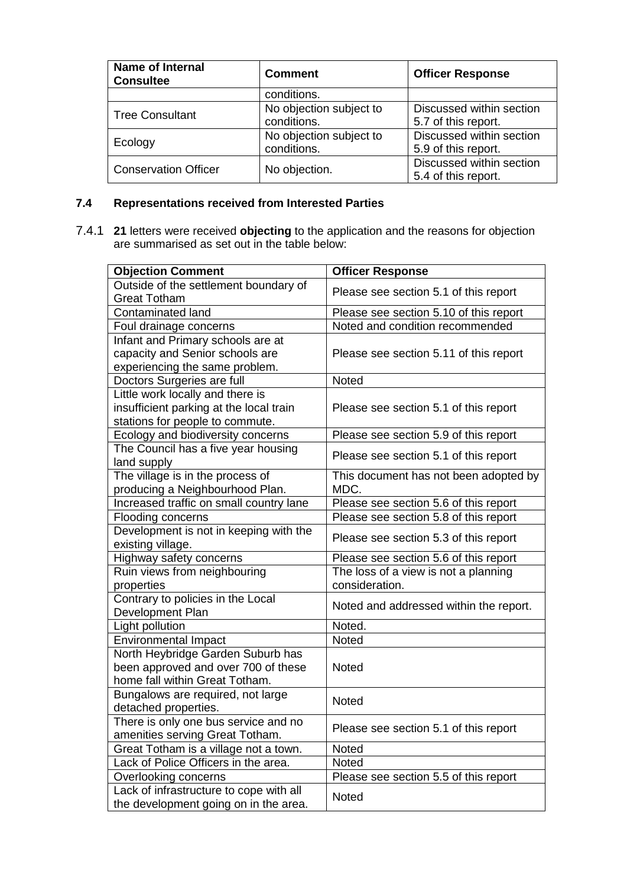| Name of Internal Consultee | Comment | Officer Response |
|---|---|---|
| | conditions. | |
| Tree Consultant | No objection subject to conditions. | Discussed within section 5.7 of this report. |
| Ecology | No objection subject to conditions. | Discussed within section 5.9 of this report. |
| Conservation Officer | No objection. | Discussed within section 5.4 of this report. |

## 7.4 Representations received from Interested Parties

7.4.1 **21** letters were received **objecting** to the application and the reasons for objection are summarised as set out in the table below:

| Objection Comment | Officer Response |
|---|---|
| Outside of the settlement boundary of Great Totham | Please see section 5.1 of this report |
| Contaminated land | Please see section 5.10 of this report |
| Foul drainage concerns | Noted and condition recommended |
| Infant and Primary schools are at capacity and Senior schools are experiencing the same problem. | Please see section 5.11 of this report |
| Doctors Surgeries are full | Noted |
| Little work locally and there is insufficient parking at the local train stations for people to commute. | Please see section 5.1 of this report |
| Ecology and biodiversity concerns | Please see section 5.9 of this report |
| The Council has a five year housing land supply | Please see section 5.1 of this report |
| The village is in the process of producing a Neighbourhood Plan. | This document has not been adopted by MDC. |
| Increased traffic on small country lane | Please see section 5.6 of this report |
| Flooding concerns | Please see section 5.8 of this report |
| Development is not in keeping with the existing village. | Please see section 5.3 of this report |
| Highway safety concerns | Please see section 5.6 of this report |
| Ruin views from neighbouring properties | The loss of a view is not a planning consideration. |
| Contrary to policies in the Local Development Plan | Noted and addressed within the report. |
| Light pollution | Noted. |
| Environmental Impact | Noted |
| North Heybridge Garden Suburb has been approved and over 700 of these home fall within Great Totham. | Noted |
| Bungalows are required, not large detached properties. | Noted |
| There is only one bus service and no amenities serving Great Totham. | Please see section 5.1 of this report |
| Great Totham is a village not a town. | Noted |
| Lack of Police Officers in the area. | Noted |
| Overlooking concerns | Please see section 5.5 of this report |
| Lack of infrastructure to cope with all the development going on in the area. | Noted |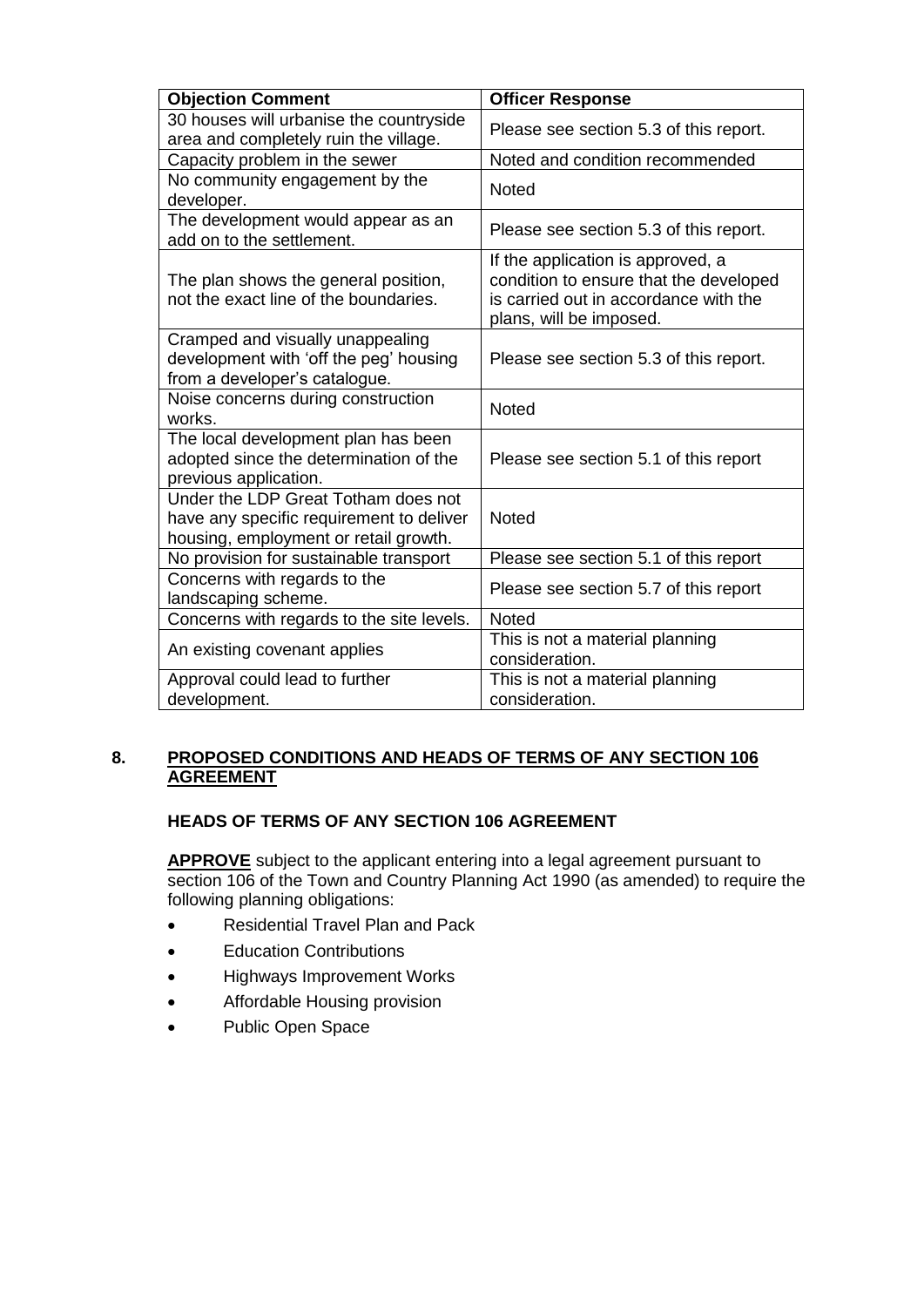| Objection Comment | Officer Response |
| --- | --- |
| 30 houses will urbanise the countryside area and completely ruin the village. | Please see section 5.3 of this report. |
| Capacity problem in the sewer | Noted and condition recommended |
| No community engagement by the developer. | Noted |
| The development would appear as an add on to the settlement. | Please see section 5.3 of this report. |
| The plan shows the general position, not the exact line of the boundaries. | If the application is approved, a condition to ensure that the developed is carried out in accordance with the plans, will be imposed. |
| Cramped and visually unappealing development with 'off the peg' housing from a developer's catalogue. | Please see section 5.3 of this report. |
| Noise concerns during construction works. | Noted |
| The local development plan has been adopted since the determination of the previous application. | Please see section 5.1 of this report |
| Under the LDP Great Totham does not have any specific requirement to deliver housing, employment or retail growth. | Noted |
| No provision for sustainable transport | Please see section 5.1 of this report |
| Concerns with regards to the landscaping scheme. | Please see section 5.7 of this report |
| Concerns with regards to the site levels. | Noted |
| An existing covenant applies | This is not a material planning consideration. |
| Approval could lead to further development. | This is not a material planning consideration. |

## 8. PROPOSED CONDITIONS AND HEADS OF TERMS OF ANY SECTION 106 AGREEMENT

### HEADS OF TERMS OF ANY SECTION 106 AGREEMENT

**APPROVE** subject to the applicant entering into a legal agreement pursuant to section 106 of the Town and Country Planning Act 1990 (as amended) to require the following planning obligations:

- Residential Travel Plan and Pack
- Education Contributions
- Highways Improvement Works
- Affordable Housing provision
- Public Open Space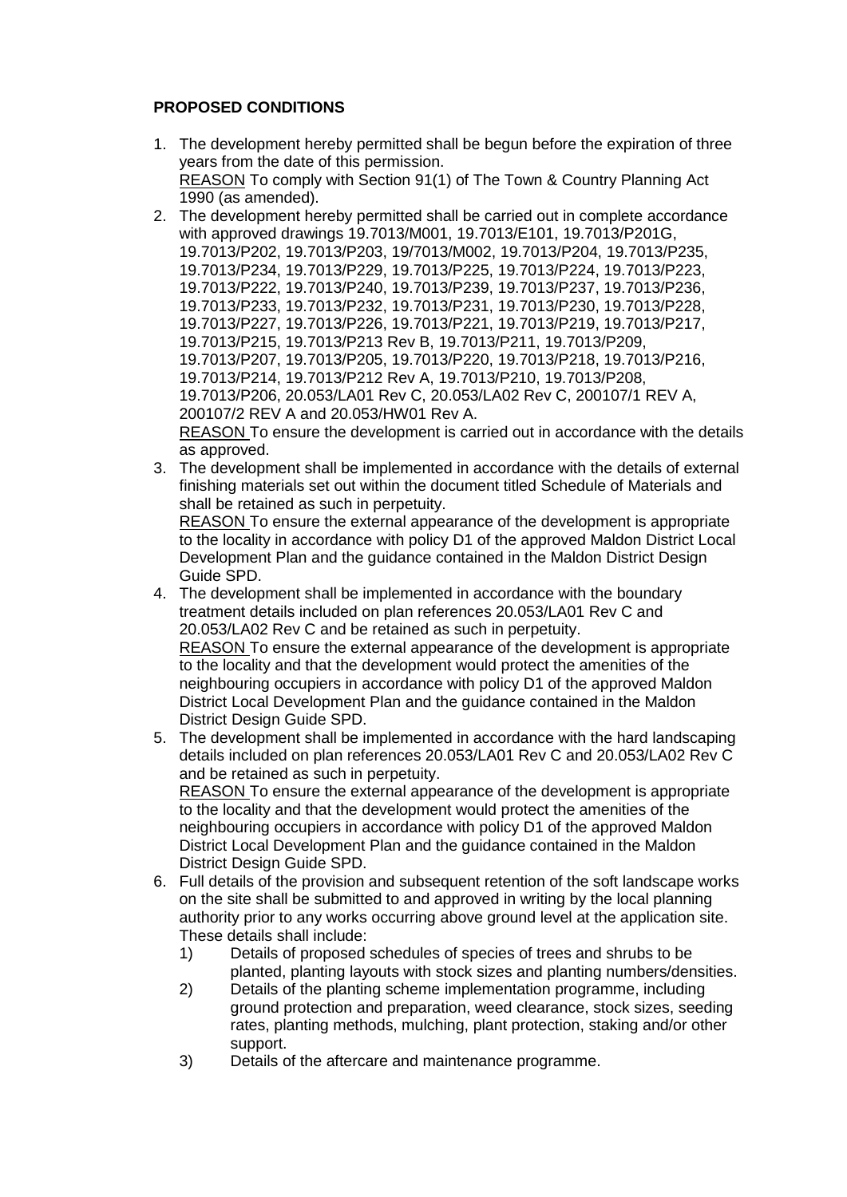**PROPOSED CONDITIONS**

1. The development hereby permitted shall be begun before the expiration of three years from the date of this permission.
   REASON To comply with Section 91(1) of The Town & Country Planning Act 1990 (as amended).
2. The development hereby permitted shall be carried out in complete accordance with approved drawings 19.7013/M001, 19.7013/E101, 19.7013/P201G, 19.7013/P202, 19.7013/P203, 19/7013/M002, 19.7013/P204, 19.7013/P235, 19.7013/P234, 19.7013/P229, 19.7013/P225, 19.7013/P224, 19.7013/P223, 19.7013/P222, 19.7013/P240, 19.7013/P239, 19.7013/P237, 19.7013/P236, 19.7013/P233, 19.7013/P232, 19.7013/P231, 19.7013/P230, 19.7013/P228, 19.7013/P227, 19.7013/P226, 19.7013/P221, 19.7013/P219, 19.7013/P217, 19.7013/P215, 19.7013/P213 Rev B, 19.7013/P211, 19.7013/P209, 19.7013/P207, 19.7013/P205, 19.7013/P220, 19.7013/P218, 19.7013/P216, 19.7013/P214, 19.7013/P212 Rev A, 19.7013/P210, 19.7013/P208, 19.7013/P206, 20.053/LA01 Rev C, 20.053/LA02 Rev C, 200107/1 REV A, 200107/2 REV A and 20.053/HW01 Rev A.
   REASON To ensure the development is carried out in accordance with the details as approved.
3. The development shall be implemented in accordance with the details of external finishing materials set out within the document titled Schedule of Materials and shall be retained as such in perpetuity.
   REASON To ensure the external appearance of the development is appropriate to the locality in accordance with policy D1 of the approved Maldon District Local Development Plan and the guidance contained in the Maldon District Design Guide SPD.
4. The development shall be implemented in accordance with the boundary treatment details included on plan references 20.053/LA01 Rev C and 20.053/LA02 Rev C and be retained as such in perpetuity.
   REASON To ensure the external appearance of the development is appropriate to the locality and that the development would protect the amenities of the neighbouring occupiers in accordance with policy D1 of the approved Maldon District Local Development Plan and the guidance contained in the Maldon District Design Guide SPD.
5. The development shall be implemented in accordance with the hard landscaping details included on plan references 20.053/LA01 Rev C and 20.053/LA02 Rev C and be retained as such in perpetuity.
   REASON To ensure the external appearance of the development is appropriate to the locality and that the development would protect the amenities of the neighbouring occupiers in accordance with policy D1 of the approved Maldon District Local Development Plan and the guidance contained in the Maldon District Design Guide SPD.
6. Full details of the provision and subsequent retention of the soft landscape works on the site shall be submitted to and approved in writing by the local planning authority prior to any works occurring above ground level at the application site. These details shall include:
   1) Details of proposed schedules of species of trees and shrubs to be planted, planting layouts with stock sizes and planting numbers/densities.
   2) Details of the planting scheme implementation programme, including ground protection and preparation, weed clearance, stock sizes, seeding rates, planting methods, mulching, plant protection, staking and/or other support.
   3) Details of the aftercare and maintenance programme.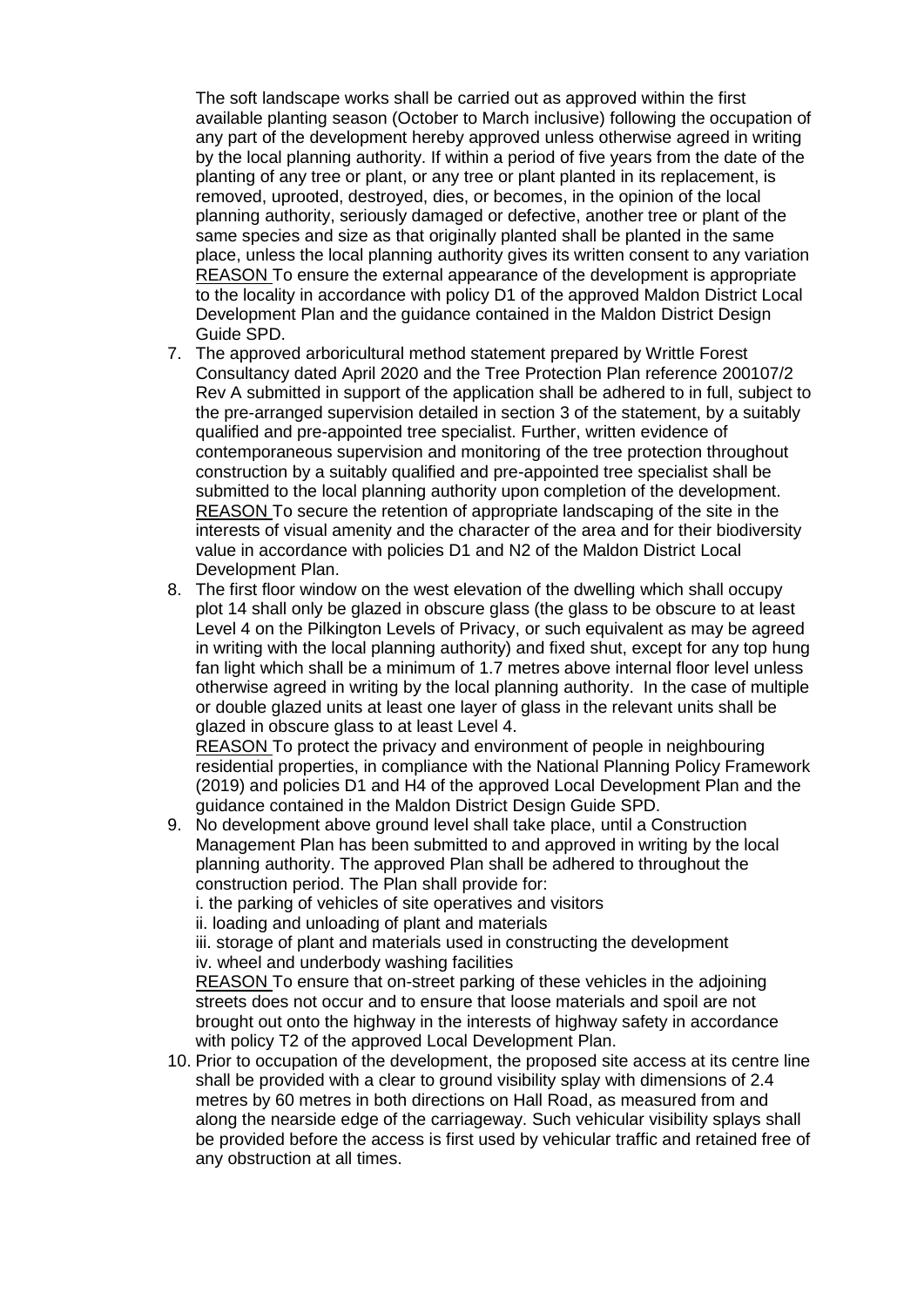The soft landscape works shall be carried out as approved within the first available planting season (October to March inclusive) following the occupation of any part of the development hereby approved unless otherwise agreed in writing by the local planning authority. If within a period of five years from the date of the planting of any tree or plant, or any tree or plant planted in its replacement, is removed, uprooted, destroyed, dies, or becomes, in the opinion of the local planning authority, seriously damaged or defective, another tree or plant of the same species and size as that originally planted shall be planted in the same place, unless the local planning authority gives its written consent to any variation
<u>REASON</u> To ensure the external appearance of the development is appropriate to the locality in accordance with policy D1 of the approved Maldon District Local Development Plan and the guidance contained in the Maldon District Design Guide SPD.

7. The approved arboricultural method statement prepared by Writtle Forest Consultancy dated April 2020 and the Tree Protection Plan reference 200107/2 Rev A submitted in support of the application shall be adhered to in full, subject to the pre-arranged supervision detailed in section 3 of the statement, by a suitably qualified and pre-appointed tree specialist. Further, written evidence of contemporaneous supervision and monitoring of the tree protection throughout construction by a suitably qualified and pre-appointed tree specialist shall be submitted to the local planning authority upon completion of the development.
<u>REASON</u> To secure the retention of appropriate landscaping of the site in the interests of visual amenity and the character of the area and for their biodiversity value in accordance with policies D1 and N2 of the Maldon District Local Development Plan.
8. The first floor window on the west elevation of the dwelling which shall occupy plot 14 shall only be glazed in obscure glass (the glass to be obscure to at least Level 4 on the Pilkington Levels of Privacy, or such equivalent as may be agreed in writing with the local planning authority) and fixed shut, except for any top hung fan light which shall be a minimum of 1.7 metres above internal floor level unless otherwise agreed in writing by the local planning authority. In the case of multiple or double glazed units at least one layer of glass in the relevant units shall be glazed in obscure glass to at least Level 4.
<u>REASON</u> To protect the privacy and environment of people in neighbouring residential properties, in compliance with the National Planning Policy Framework (2019) and policies D1 and H4 of the approved Local Development Plan and the guidance contained in the Maldon District Design Guide SPD.
9. No development above ground level shall take place, until a Construction Management Plan has been submitted to and approved in writing by the local planning authority. The approved Plan shall be adhered to throughout the construction period. The Plan shall provide for:
i. the parking of vehicles of site operatives and visitors
ii. loading and unloading of plant and materials
iii. storage of plant and materials used in constructing the development
iv. wheel and underbody washing facilities
<u>REASON</u> To ensure that on-street parking of these vehicles in the adjoining streets does not occur and to ensure that loose materials and spoil are not brought out onto the highway in the interests of highway safety in accordance with policy T2 of the approved Local Development Plan.
10. Prior to occupation of the development, the proposed site access at its centre line shall be provided with a clear to ground visibility splay with dimensions of 2.4 metres by 60 metres in both directions on Hall Road, as measured from and along the nearside edge of the carriageway. Such vehicular visibility splays shall be provided before the access is first used by vehicular traffic and retained free of any obstruction at all times.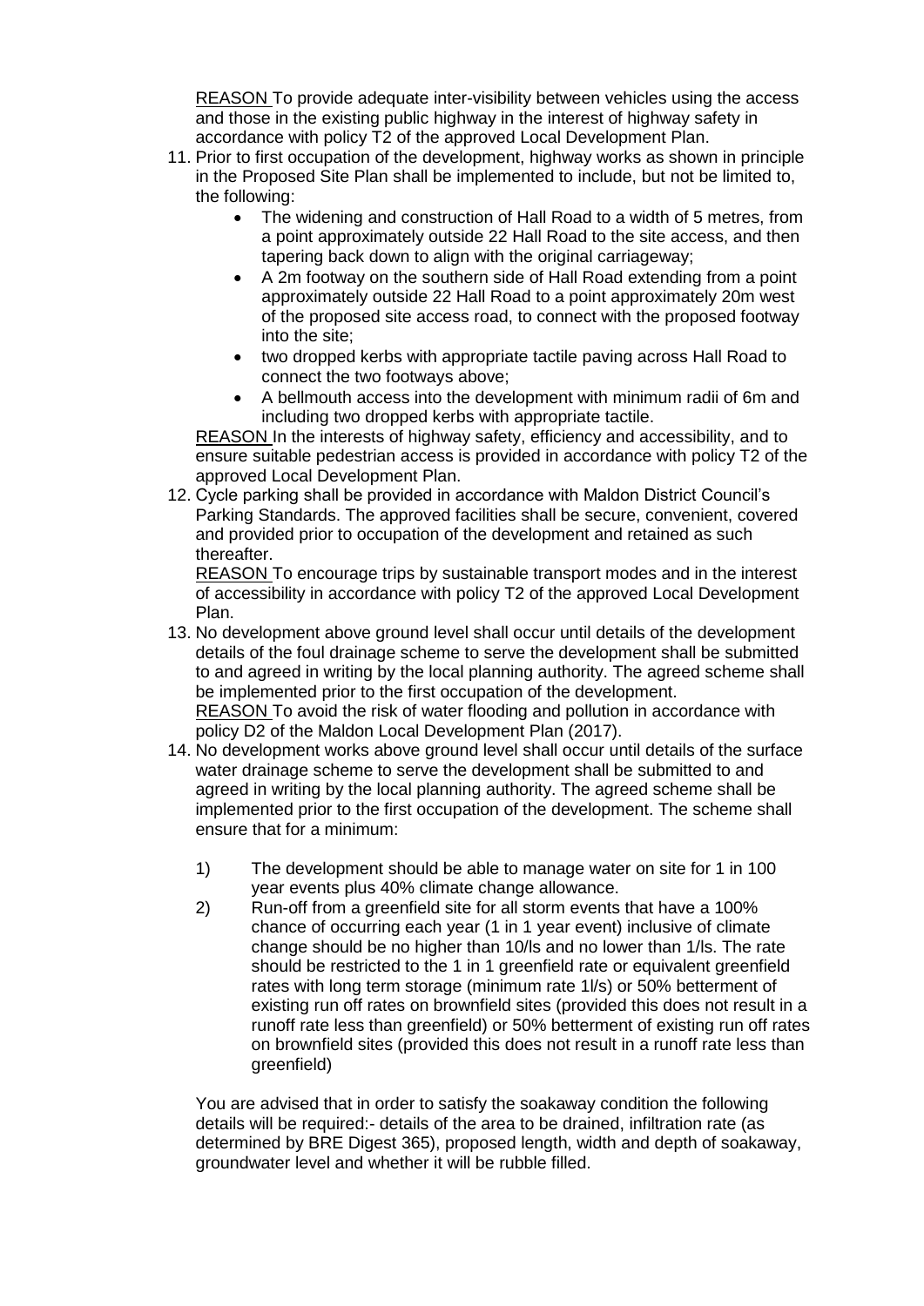REASON To provide adequate inter-visibility between vehicles using the access and those in the existing public highway in the interest of highway safety in accordance with policy T2 of the approved Local Development Plan.

11. Prior to first occupation of the development, highway works as shown in principle in the Proposed Site Plan shall be implemented to include, but not be limited to, the following:
    - The widening and construction of Hall Road to a width of 5 metres, from a point approximately outside 22 Hall Road to the site access, and then tapering back down to align with the original carriageway;
    - A 2m footway on the southern side of Hall Road extending from a point approximately outside 22 Hall Road to a point approximately 20m west of the proposed site access road, to connect with the proposed footway into the site;
    - two dropped kerbs with appropriate tactile paving across Hall Road to connect the two footways above;
    - A bellmouth access into the development with minimum radii of 6m and including two dropped kerbs with appropriate tactile.

    REASON In the interests of highway safety, efficiency and accessibility, and to ensure suitable pedestrian access is provided in accordance with policy T2 of the approved Local Development Plan.
12. Cycle parking shall be provided in accordance with Maldon District Council's Parking Standards. The approved facilities shall be secure, convenient, covered and provided prior to occupation of the development and retained as such thereafter.

    REASON To encourage trips by sustainable transport modes and in the interest of accessibility in accordance with policy T2 of the approved Local Development Plan.
13. No development above ground level shall occur until details of the development details of the foul drainage scheme to serve the development shall be submitted to and agreed in writing by the local planning authority. The agreed scheme shall be implemented prior to the first occupation of the development.

    REASON To avoid the risk of water flooding and pollution in accordance with policy D2 of the Maldon Local Development Plan (2017).
14. No development works above ground level shall occur until details of the surface water drainage scheme to serve the development shall be submitted to and agreed in writing by the local planning authority. The agreed scheme shall be implemented prior to the first occupation of the development. The scheme shall ensure that for a minimum:

    1) The development should be able to manage water on site for 1 in 100 year events plus 40% climate change allowance.
    2) Run-off from a greenfield site for all storm events that have a 100% chance of occurring each year (1 in 1 year event) inclusive of climate change should be no higher than 10/ls and no lower than 1/ls. The rate should be restricted to the 1 in 1 greenfield rate or equivalent greenfield rates with long term storage (minimum rate 1l/s) or 50% betterment of existing run off rates on brownfield sites (provided this does not result in a runoff rate less than greenfield) or 50% betterment of existing run off rates on brownfield sites (provided this does not result in a runoff rate less than greenfield)

    You are advised that in order to satisfy the soakaway condition the following details will be required:- details of the area to be drained, infiltration rate (as determined by BRE Digest 365), proposed length, width and depth of soakaway, groundwater level and whether it will be rubble filled.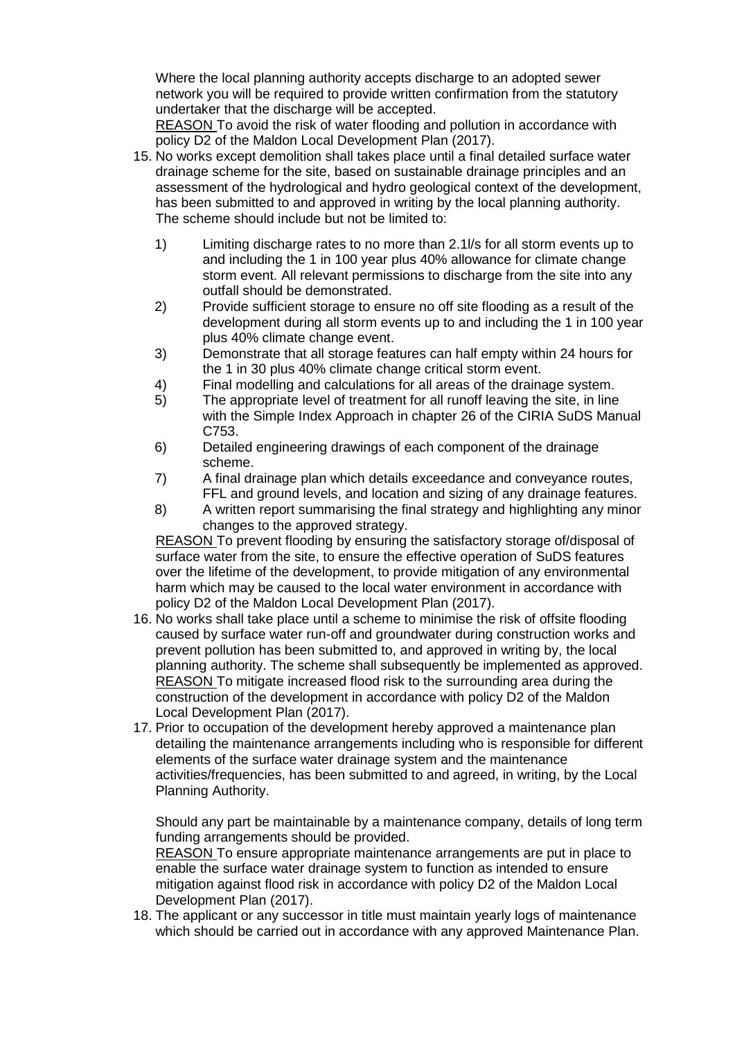Where the local planning authority accepts discharge to an adopted sewer network you will be required to provide written confirmation from the statutory undertaker that the discharge will be accepted.
REASON To avoid the risk of water flooding and pollution in accordance with policy D2 of the Maldon Local Development Plan (2017).

15. No works except demolition shall takes place until a final detailed surface water drainage scheme for the site, based on sustainable drainage principles and an assessment of the hydrological and hydro geological context of the development, has been submitted to and approved in writing by the local planning authority. The scheme should include but not be limited to:

    1) Limiting discharge rates to no more than 2.1l/s for all storm events up to and including the 1 in 100 year plus 40% allowance for climate change storm event. All relevant permissions to discharge from the site into any outfall should be demonstrated.
    2) Provide sufficient storage to ensure no off site flooding as a result of the development during all storm events up to and including the 1 in 100 year plus 40% climate change event.
    3) Demonstrate that all storage features can half empty within 24 hours for the 1 in 30 plus 40% climate change critical storm event.
    4) Final modelling and calculations for all areas of the drainage system.
    5) The appropriate level of treatment for all runoff leaving the site, in line with the Simple Index Approach in chapter 26 of the CIRIA SuDS Manual C753.
    6) Detailed engineering drawings of each component of the drainage scheme.
    7) A final drainage plan which details exceedance and conveyance routes, FFL and ground levels, and location and sizing of any drainage features.
    8) A written report summarising the final strategy and highlighting any minor changes to the approved strategy.

    REASON To prevent flooding by ensuring the satisfactory storage of/disposal of surface water from the site, to ensure the effective operation of SuDS features over the lifetime of the development, to provide mitigation of any environmental harm which may be caused to the local water environment in accordance with policy D2 of the Maldon Local Development Plan (2017).

16. No works shall take place until a scheme to minimise the risk of offsite flooding caused by surface water run-off and groundwater during construction works and prevent pollution has been submitted to, and approved in writing by, the local planning authority. The scheme shall subsequently be implemented as approved.
    REASON To mitigate increased flood risk to the surrounding area during the construction of the development in accordance with policy D2 of the Maldon Local Development Plan (2017).

17. Prior to occupation of the development hereby approved a maintenance plan detailing the maintenance arrangements including who is responsible for different elements of the surface water drainage system and the maintenance activities/frequencies, has been submitted to and agreed, in writing, by the Local Planning Authority.

    Should any part be maintainable by a maintenance company, details of long term funding arrangements should be provided.
    REASON To ensure appropriate maintenance arrangements are put in place to enable the surface water drainage system to function as intended to ensure mitigation against flood risk in accordance with policy D2 of the Maldon Local Development Plan (2017).

18. The applicant or any successor in title must maintain yearly logs of maintenance which should be carried out in accordance with any approved Maintenance Plan.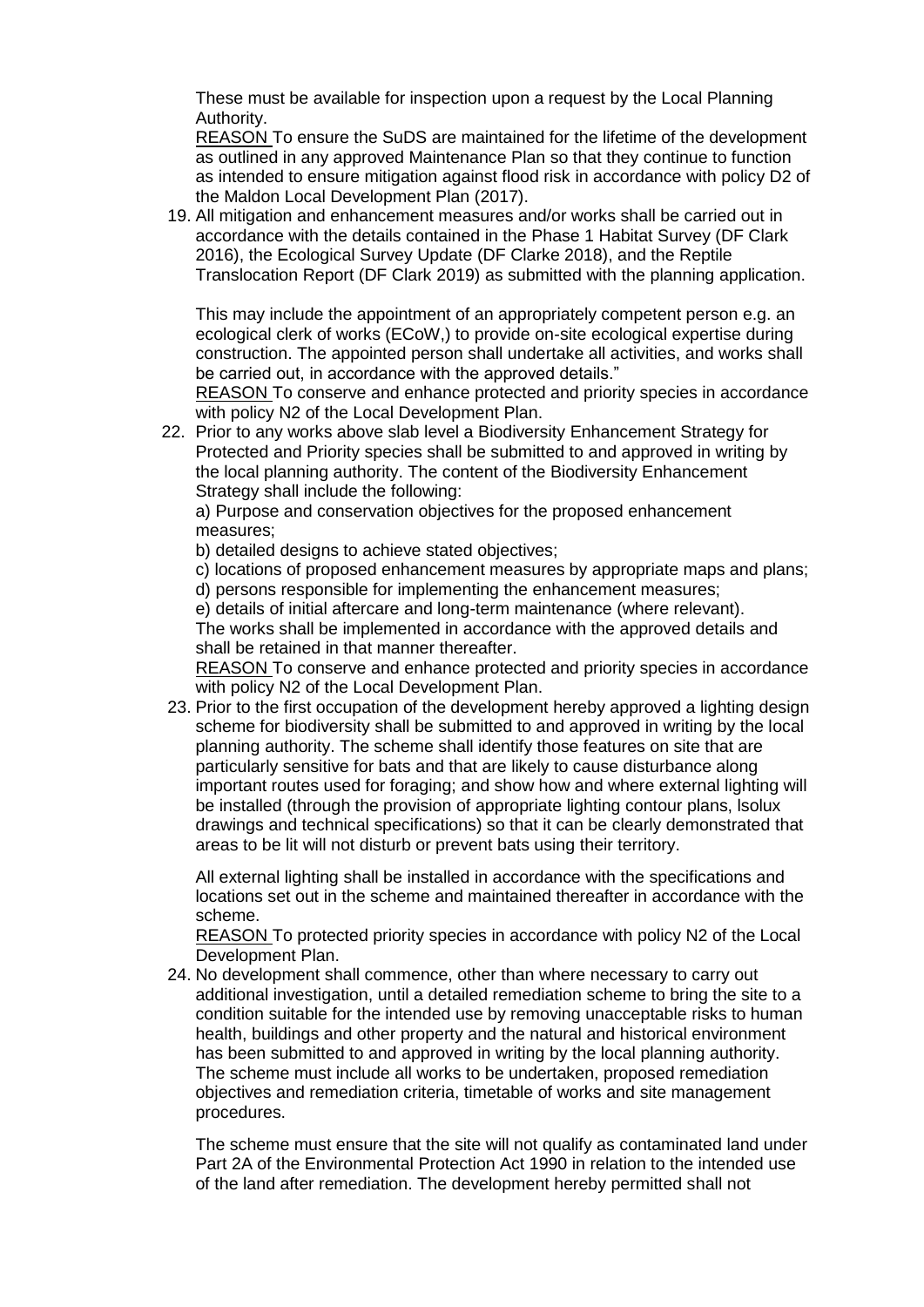These must be available for inspection upon a request by the Local Planning Authority.

REASON To ensure the SuDS are maintained for the lifetime of the development as outlined in any approved Maintenance Plan so that they continue to function as intended to ensure mitigation against flood risk in accordance with policy D2 of the Maldon Local Development Plan (2017).

19. All mitigation and enhancement measures and/or works shall be carried out in accordance with the details contained in the Phase 1 Habitat Survey (DF Clark 2016), the Ecological Survey Update (DF Clarke 2018), and the Reptile Translocation Report (DF Clark 2019) as submitted with the planning application.

    This may include the appointment of an appropriately competent person e.g. an ecological clerk of works (ECoW,) to provide on-site ecological expertise during construction. The appointed person shall undertake all activities, and works shall be carried out, in accordance with the approved details."

    REASON To conserve and enhance protected and priority species in accordance with policy N2 of the Local Development Plan.

22. Prior to any works above slab level a Biodiversity Enhancement Strategy for Protected and Priority species shall be submitted to and approved in writing by the local planning authority. The content of the Biodiversity Enhancement Strategy shall include the following:

    a) Purpose and conservation objectives for the proposed enhancement measures;
    b) detailed designs to achieve stated objectives;
    c) locations of proposed enhancement measures by appropriate maps and plans;
    d) persons responsible for implementing the enhancement measures;
    e) details of initial aftercare and long-term maintenance (where relevant).

    The works shall be implemented in accordance with the approved details and shall be retained in that manner thereafter.

    REASON To conserve and enhance protected and priority species in accordance with policy N2 of the Local Development Plan.

23. Prior to the first occupation of the development hereby approved a lighting design scheme for biodiversity shall be submitted to and approved in writing by the local planning authority. The scheme shall identify those features on site that are particularly sensitive for bats and that are likely to cause disturbance along important routes used for foraging; and show how and where external lighting will be installed (through the provision of appropriate lighting contour plans, Isolux drawings and technical specifications) so that it can be clearly demonstrated that areas to be lit will not disturb or prevent bats using their territory.

    All external lighting shall be installed in accordance with the specifications and locations set out in the scheme and maintained thereafter in accordance with the scheme.

    REASON To protected priority species in accordance with policy N2 of the Local Development Plan.

24. No development shall commence, other than where necessary to carry out additional investigation, until a detailed remediation scheme to bring the site to a condition suitable for the intended use by removing unacceptable risks to human health, buildings and other property and the natural and historical environment has been submitted to and approved in writing by the local planning authority. The scheme must include all works to be undertaken, proposed remediation objectives and remediation criteria, timetable of works and site management procedures.

    The scheme must ensure that the site will not qualify as contaminated land under Part 2A of the Environmental Protection Act 1990 in relation to the intended use of the land after remediation. The development hereby permitted shall not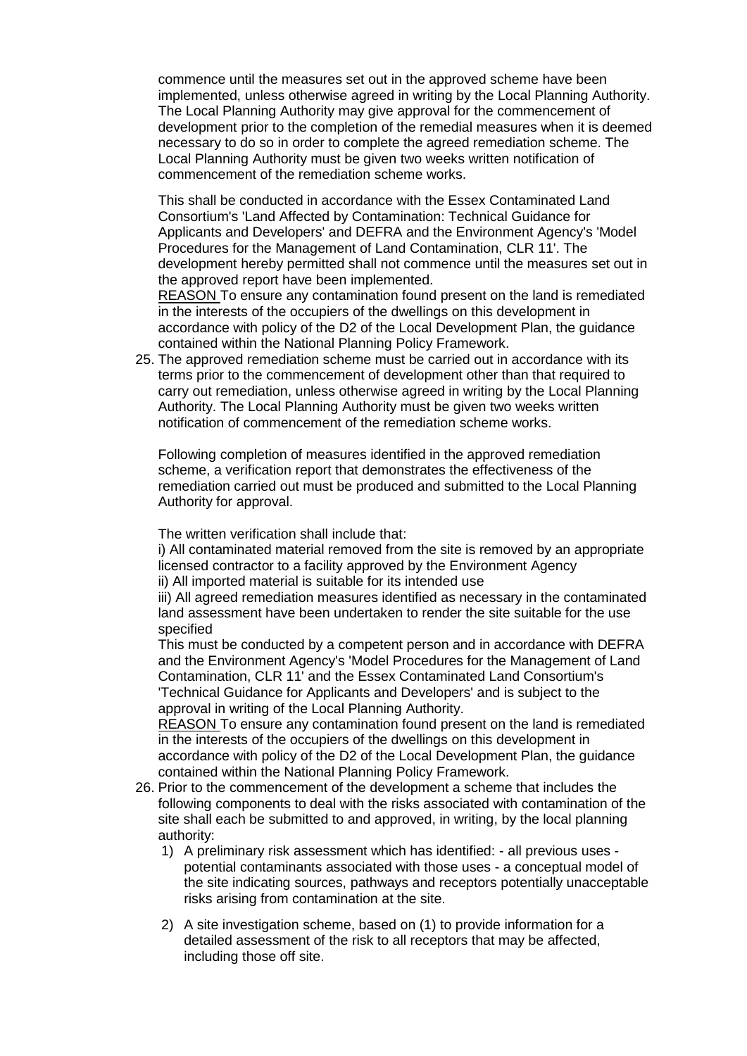commence until the measures set out in the approved scheme have been implemented, unless otherwise agreed in writing by the Local Planning Authority. The Local Planning Authority may give approval for the commencement of development prior to the completion of the remedial measures when it is deemed necessary to do so in order to complete the agreed remediation scheme. The Local Planning Authority must be given two weeks written notification of commencement of the remediation scheme works.

This shall be conducted in accordance with the Essex Contaminated Land Consortium's 'Land Affected by Contamination: Technical Guidance for Applicants and Developers' and DEFRA and the Environment Agency's 'Model Procedures for the Management of Land Contamination, CLR 11'. The development hereby permitted shall not commence until the measures set out in the approved report have been implemented.
REASON To ensure any contamination found present on the land is remediated in the interests of the occupiers of the dwellings on this development in accordance with policy of the D2 of the Local Development Plan, the guidance contained within the National Planning Policy Framework.

25. The approved remediation scheme must be carried out in accordance with its terms prior to the commencement of development other than that required to carry out remediation, unless otherwise agreed in writing by the Local Planning Authority. The Local Planning Authority must be given two weeks written notification of commencement of the remediation scheme works.

    Following completion of measures identified in the approved remediation scheme, a verification report that demonstrates the effectiveness of the remediation carried out must be produced and submitted to the Local Planning Authority for approval.

    The written verification shall include that:
    i) All contaminated material removed from the site is removed by an appropriate licensed contractor to a facility approved by the Environment Agency
    ii) All imported material is suitable for its intended use
    iii) All agreed remediation measures identified as necessary in the contaminated land assessment have been undertaken to render the site suitable for the use specified
    This must be conducted by a competent person and in accordance with DEFRA and the Environment Agency's 'Model Procedures for the Management of Land Contamination, CLR 11' and the Essex Contaminated Land Consortium's 'Technical Guidance for Applicants and Developers' and is subject to the approval in writing of the Local Planning Authority.
    REASON To ensure any contamination found present on the land is remediated in the interests of the occupiers of the dwellings on this development in accordance with policy of the D2 of the Local Development Plan, the guidance contained within the National Planning Policy Framework.

26. Prior to the commencement of the development a scheme that includes the following components to deal with the risks associated with contamination of the site shall each be submitted to and approved, in writing, by the local planning authority:
    1) A preliminary risk assessment which has identified: - all previous uses - potential contaminants associated with those uses - a conceptual model of the site indicating sources, pathways and receptors potentially unacceptable risks arising from contamination at the site.

    2) A site investigation scheme, based on (1) to provide information for a detailed assessment of the risk to all receptors that may be affected, including those off site.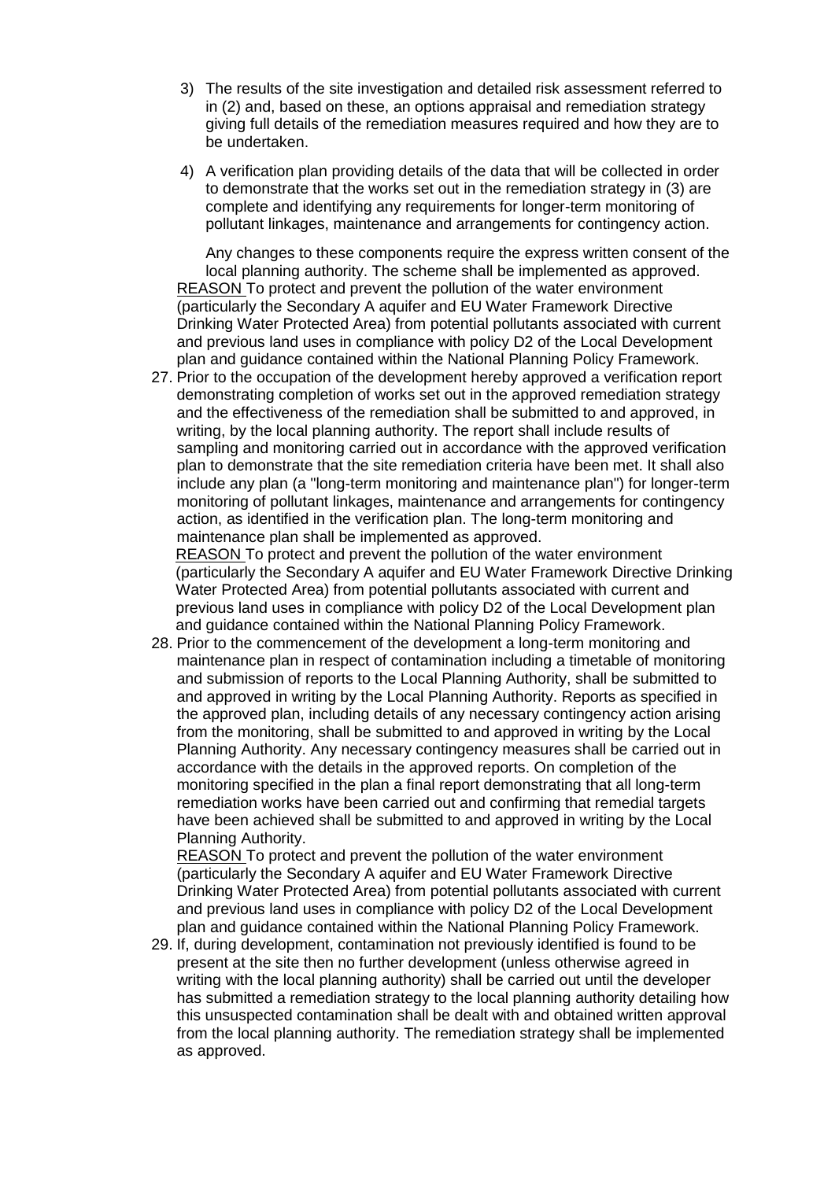3) The results of the site investigation and detailed risk assessment referred to in (2) and, based on these, an options appraisal and remediation strategy giving full details of the remediation measures required and how they are to be undertaken.

4) A verification plan providing details of the data that will be collected in order to demonstrate that the works set out in the remediation strategy in (3) are complete and identifying any requirements for longer-term monitoring of pollutant linkages, maintenance and arrangements for contingency action.

Any changes to these components require the express written consent of the local planning authority. The scheme shall be implemented as approved.

REASON To protect and prevent the pollution of the water environment (particularly the Secondary A aquifer and EU Water Framework Directive Drinking Water Protected Area) from potential pollutants associated with current and previous land uses in compliance with policy D2 of the Local Development plan and guidance contained within the National Planning Policy Framework.

27. Prior to the occupation of the development hereby approved a verification report demonstrating completion of works set out in the approved remediation strategy and the effectiveness of the remediation shall be submitted to and approved, in writing, by the local planning authority. The report shall include results of sampling and monitoring carried out in accordance with the approved verification plan to demonstrate that the site remediation criteria have been met. It shall also include any plan (a "long-term monitoring and maintenance plan") for longer-term monitoring of pollutant linkages, maintenance and arrangements for contingency action, as identified in the verification plan. The long-term monitoring and maintenance plan shall be implemented as approved.

    REASON To protect and prevent the pollution of the water environment (particularly the Secondary A aquifer and EU Water Framework Directive Drinking Water Protected Area) from potential pollutants associated with current and previous land uses in compliance with policy D2 of the Local Development plan and guidance contained within the National Planning Policy Framework.

28. Prior to the commencement of the development a long-term monitoring and maintenance plan in respect of contamination including a timetable of monitoring and submission of reports to the Local Planning Authority, shall be submitted to and approved in writing by the Local Planning Authority. Reports as specified in the approved plan, including details of any necessary contingency action arising from the monitoring, shall be submitted to and approved in writing by the Local Planning Authority. Any necessary contingency measures shall be carried out in accordance with the details in the approved reports. On completion of the monitoring specified in the plan a final report demonstrating that all long-term remediation works have been carried out and confirming that remedial targets have been achieved shall be submitted to and approved in writing by the Local Planning Authority.

    REASON To protect and prevent the pollution of the water environment (particularly the Secondary A aquifer and EU Water Framework Directive Drinking Water Protected Area) from potential pollutants associated with current and previous land uses in compliance with policy D2 of the Local Development plan and guidance contained within the National Planning Policy Framework.

29. If, during development, contamination not previously identified is found to be present at the site then no further development (unless otherwise agreed in writing with the local planning authority) shall be carried out until the developer has submitted a remediation strategy to the local planning authority detailing how this unsuspected contamination shall be dealt with and obtained written approval from the local planning authority. The remediation strategy shall be implemented as approved.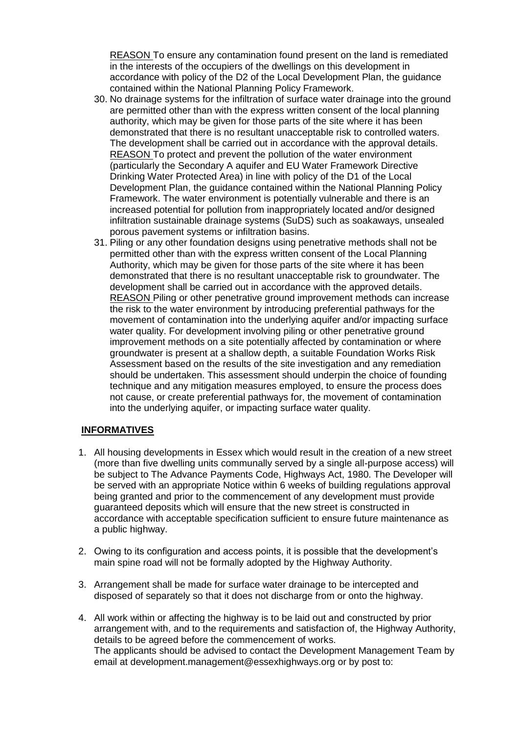REASON To ensure any contamination found present on the land is remediated in the interests of the occupiers of the dwellings on this development in accordance with policy of the D2 of the Local Development Plan, the guidance contained within the National Planning Policy Framework.

30. No drainage systems for the infiltration of surface water drainage into the ground are permitted other than with the express written consent of the local planning authority, which may be given for those parts of the site where it has been demonstrated that there is no resultant unacceptable risk to controlled waters. The development shall be carried out in accordance with the approval details.
    REASON To protect and prevent the pollution of the water environment (particularly the Secondary A aquifer and EU Water Framework Directive Drinking Water Protected Area) in line with policy of the D1 of the Local Development Plan, the guidance contained within the National Planning Policy Framework. The water environment is potentially vulnerable and there is an increased potential for pollution from inappropriately located and/or designed infiltration sustainable drainage systems (SuDS) such as soakaways, unsealed porous pavement systems or infiltration basins.
31. Piling or any other foundation designs using penetrative methods shall not be permitted other than with the express written consent of the Local Planning Authority, which may be given for those parts of the site where it has been demonstrated that there is no resultant unacceptable risk to groundwater. The development shall be carried out in accordance with the approved details.
    REASON Piling or other penetrative ground improvement methods can increase the risk to the water environment by introducing preferential pathways for the movement of contamination into the underlying aquifer and/or impacting surface water quality. For development involving piling or other penetrative ground improvement methods on a site potentially affected by contamination or where groundwater is present at a shallow depth, a suitable Foundation Works Risk Assessment based on the results of the site investigation and any remediation should be undertaken. This assessment should underpin the choice of founding technique and any mitigation measures employed, to ensure the process does not cause, or create preferential pathways for, the movement of contamination into the underlying aquifer, or impacting surface water quality.

## INFORMATIVES

1. All housing developments in Essex which would result in the creation of a new street (more than five dwelling units communally served by a single all-purpose access) will be subject to The Advance Payments Code, Highways Act, 1980. The Developer will be served with an appropriate Notice within 6 weeks of building regulations approval being granted and prior to the commencement of any development must provide guaranteed deposits which will ensure that the new street is constructed in accordance with acceptable specification sufficient to ensure future maintenance as a public highway.

2. Owing to its configuration and access points, it is possible that the development's main spine road will not be formally adopted by the Highway Authority.

3. Arrangement shall be made for surface water drainage to be intercepted and disposed of separately so that it does not discharge from or onto the highway.

4. All work within or affecting the highway is to be laid out and constructed by prior arrangement with, and to the requirements and satisfaction of, the Highway Authority, details to be agreed before the commencement of works.
   The applicants should be advised to contact the Development Management Team by email at development.management@essexhighways.org or by post to: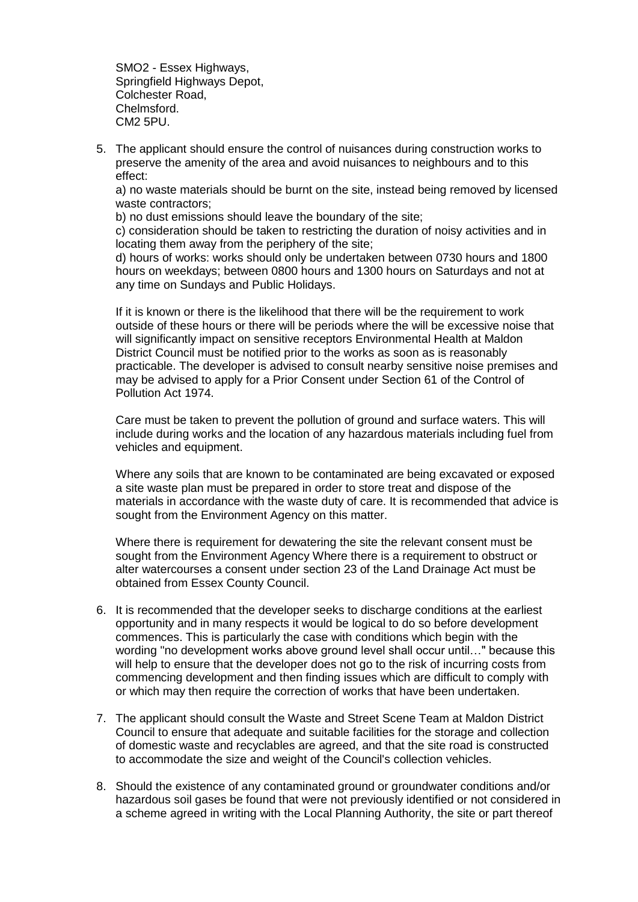SMO2 - Essex Highways,
Springfield Highways Depot,
Colchester Road,
Chelmsford.
CM2 5PU.

5. The applicant should ensure the control of nuisances during construction works to preserve the amenity of the area and avoid nuisances to neighbours and to this effect:

   a) no waste materials should be burnt on the site, instead being removed by licensed waste contractors;

   b) no dust emissions should leave the boundary of the site;

   c) consideration should be taken to restricting the duration of noisy activities and in locating them away from the periphery of the site;

   d) hours of works: works should only be undertaken between 0730 hours and 1800 hours on weekdays; between 0800 hours and 1300 hours on Saturdays and not at any time on Sundays and Public Holidays.

   If it is known or there is the likelihood that there will be the requirement to work outside of these hours or there will be periods where the will be excessive noise that will significantly impact on sensitive receptors Environmental Health at Maldon District Council must be notified prior to the works as soon as is reasonably practicable. The developer is advised to consult nearby sensitive noise premises and may be advised to apply for a Prior Consent under Section 61 of the Control of Pollution Act 1974.

   Care must be taken to prevent the pollution of ground and surface waters. This will include during works and the location of any hazardous materials including fuel from vehicles and equipment.

   Where any soils that are known to be contaminated are being excavated or exposed a site waste plan must be prepared in order to store treat and dispose of the materials in accordance with the waste duty of care. It is recommended that advice is sought from the Environment Agency on this matter.

   Where there is requirement for dewatering the site the relevant consent must be sought from the Environment Agency Where there is a requirement to obstruct or alter watercourses a consent under section 23 of the Land Drainage Act must be obtained from Essex County Council.

6. It is recommended that the developer seeks to discharge conditions at the earliest opportunity and in many respects it would be logical to do so before development commences. This is particularly the case with conditions which begin with the wording "no development works above ground level shall occur until…" because this will help to ensure that the developer does not go to the risk of incurring costs from commencing development and then finding issues which are difficult to comply with or which may then require the correction of works that have been undertaken.

7. The applicant should consult the Waste and Street Scene Team at Maldon District Council to ensure that adequate and suitable facilities for the storage and collection of domestic waste and recyclables are agreed, and that the site road is constructed to accommodate the size and weight of the Council's collection vehicles.

8. Should the existence of any contaminated ground or groundwater conditions and/or hazardous soil gases be found that were not previously identified or not considered in a scheme agreed in writing with the Local Planning Authority, the site or part thereof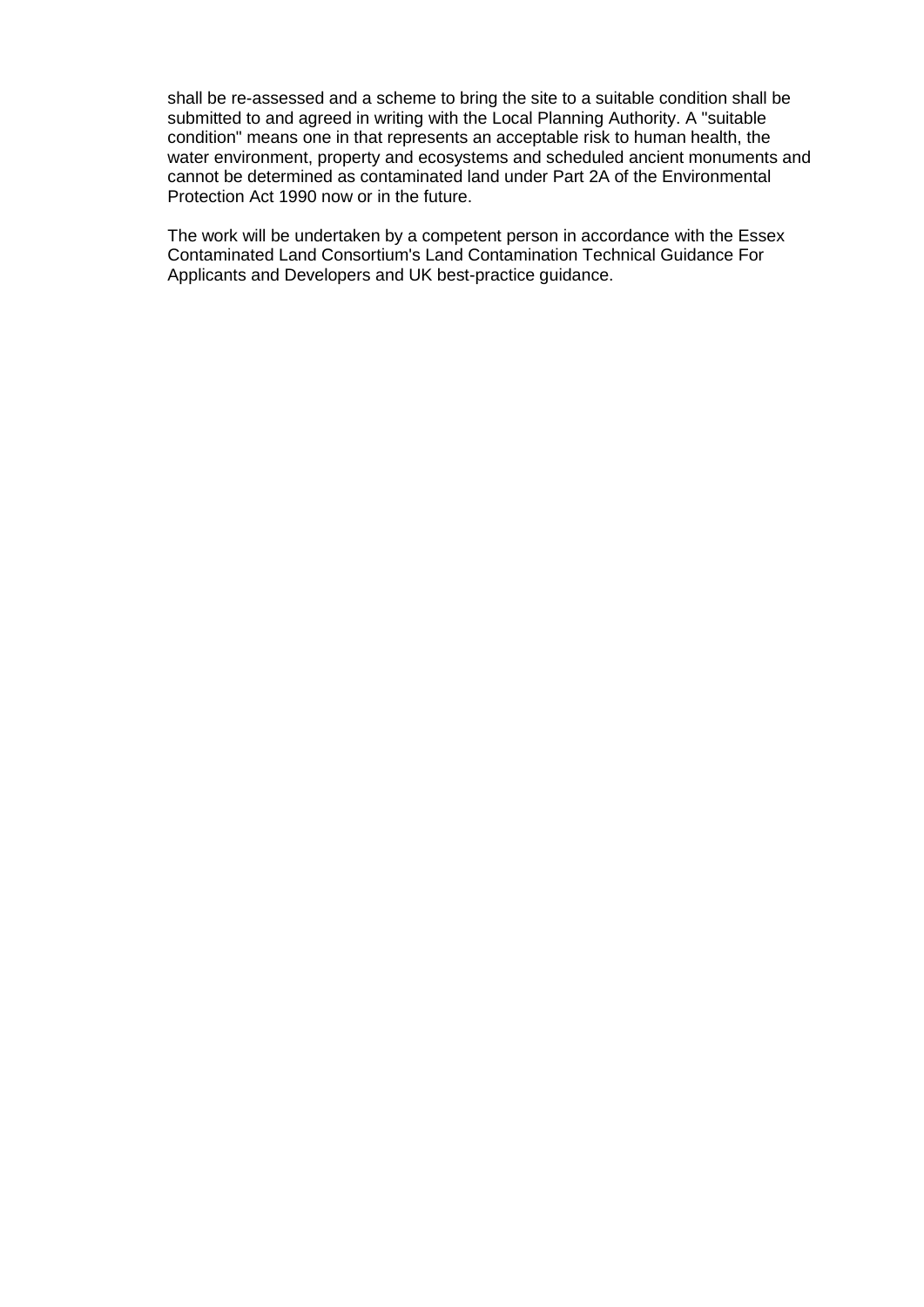shall be re-assessed and a scheme to bring the site to a suitable condition shall be submitted to and agreed in writing with the Local Planning Authority. A "suitable condition" means one in that represents an acceptable risk to human health, the water environment, property and ecosystems and scheduled ancient monuments and cannot be determined as contaminated land under Part 2A of the Environmental Protection Act 1990 now or in the future.

The work will be undertaken by a competent person in accordance with the Essex Contaminated Land Consortium's Land Contamination Technical Guidance For Applicants and Developers and UK best-practice guidance.